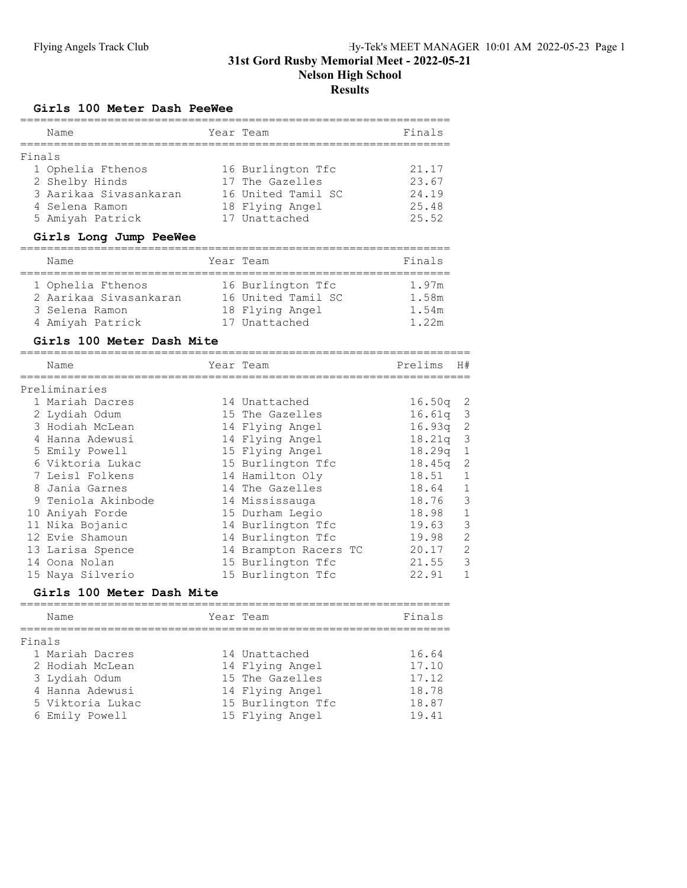# 31st Gord Rusby Memorial Meet - 2022-05-21

## Nelson High School

## Results

### Girls 100 Meter Dash PeeWee

Finals

| | Name | Year | Team | Finals |
|---|---|---|---|---|
| 1 | Ophelia Fthenos | 16 | Burlington Tfc | 21.17 |
| 2 | Shelby Hinds | 17 | The Gazelles | 23.67 |
| 3 | Aarikaa Sivasankaran | 16 | United Tamil SC | 24.19 |
| 4 | Selena Ramon | 18 | Flying Angel | 25.48 |
| 5 | Amiyah Patrick | 17 | Unattached | 25.52 |

### Girls Long Jump PeeWee

| | Name | Year | Team | Finals |
|---|---|---|---|---|
| 1 | Ophelia Fthenos | 16 | Burlington Tfc | 1.97m |
| 2 | Aarikaa Sivasankaran | 16 | United Tamil SC | 1.58m |
| 3 | Selena Ramon | 18 | Flying Angel | 1.54m |
| 4 | Amiyah Patrick | 17 | Unattached | 1.22m |

### Girls 100 Meter Dash Mite

Preliminaries

| | Name | Year | Team | Prelims | H# |
|---|---|---|---|---|---|
| 1 | Mariah Dacres | 14 | Unattached | 16.50q | 2 |
| 2 | Lydiah Odum | 15 | The Gazelles | 16.61q | 3 |
| 3 | Hodiah McLean | 14 | Flying Angel | 16.93q | 2 |
| 4 | Hanna Adewusi | 14 | Flying Angel | 18.21q | 3 |
| 5 | Emily Powell | 15 | Flying Angel | 18.29q | 1 |
| 6 | Viktoria Lukac | 15 | Burlington Tfc | 18.45q | 2 |
| 7 | Leisl Folkens | 14 | Hamilton Oly | 18.51 | 1 |
| 8 | Jania Garnes | 14 | The Gazelles | 18.64 | 1 |
| 9 | Teniola Akinbode | 14 | Mississauga | 18.76 | 3 |
| 10 | Aniyah Forde | 15 | Durham Legio | 18.98 | 1 |
| 11 | Nika Bojanic | 14 | Burlington Tfc | 19.63 | 3 |
| 12 | Evie Shamoun | 14 | Burlington Tfc | 19.98 | 2 |
| 13 | Larisa Spence | 14 | Brampton Racers TC | 20.17 | 2 |
| 14 | Oona Nolan | 15 | Burlington Tfc | 21.55 | 3 |
| 15 | Naya Silverio | 15 | Burlington Tfc | 22.91 | 1 |

### Girls 100 Meter Dash Mite

Finals

| | Name | Year | Team | Finals |
|---|---|---|---|---|
| 1 | Mariah Dacres | 14 | Unattached | 16.64 |
| 2 | Hodiah McLean | 14 | Flying Angel | 17.10 |
| 3 | Lydiah Odum | 15 | The Gazelles | 17.12 |
| 4 | Hanna Adewusi | 14 | Flying Angel | 18.78 |
| 5 | Viktoria Lukac | 15 | Burlington Tfc | 18.87 |
| 6 | Emily Powell | 15 | Flying Angel | 19.41 |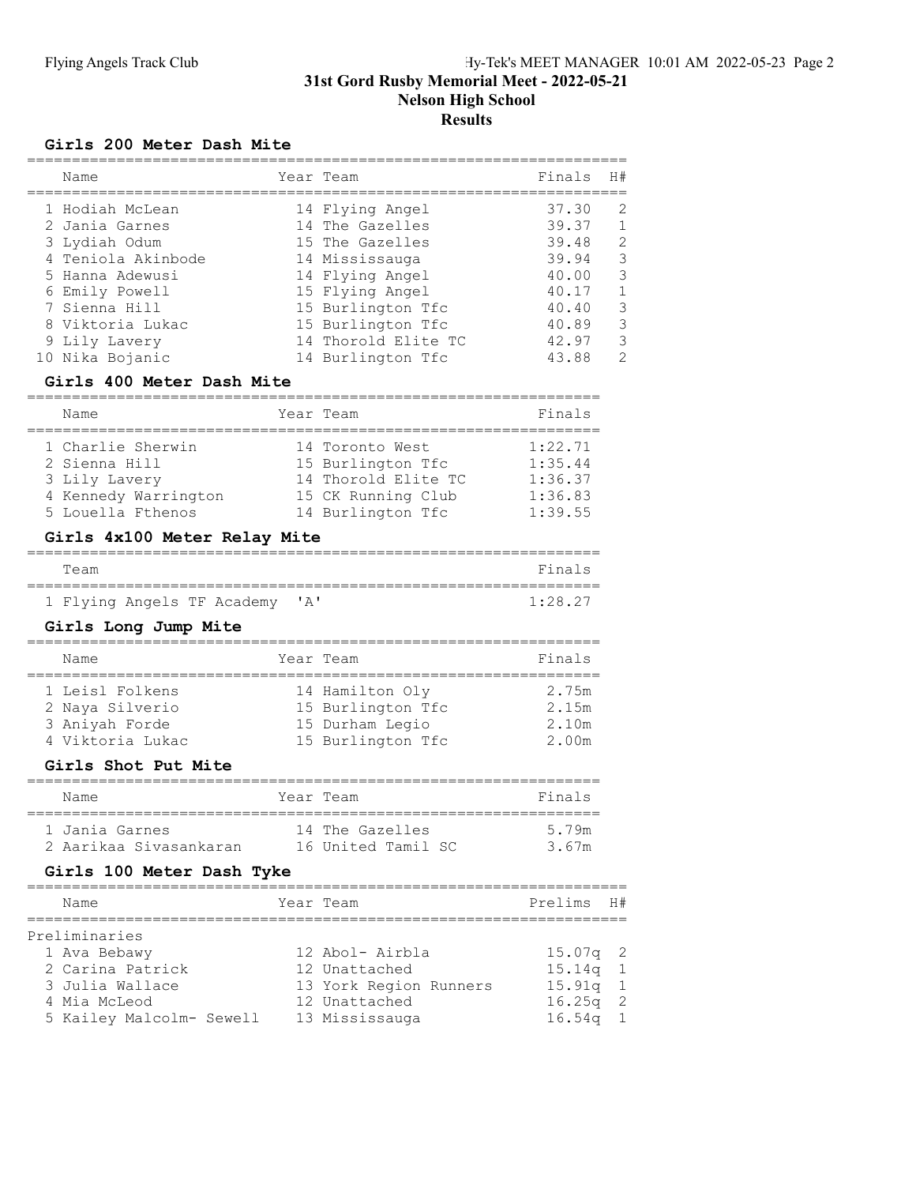# 31st Gord Rusby Memorial Meet - 2022-05-21

## Nelson High School

## Results

### Girls 200 Meter Dash Mite

| | Name | Year | Team | Finals | H# |
|---|---|---|---|---|---|
| 1 | Hodiah McLean | 14 | Flying Angel | 37.30 | 2 |
| 2 | Jania Garnes | 14 | The Gazelles | 39.37 | 1 |
| 3 | Lydiah Odum | 15 | The Gazelles | 39.48 | 2 |
| 4 | Teniola Akinbode | 14 | Mississauga | 39.94 | 3 |
| 5 | Hanna Adewusi | 14 | Flying Angel | 40.00 | 3 |
| 6 | Emily Powell | 15 | Flying Angel | 40.17 | 1 |
| 7 | Sienna Hill | 15 | Burlington Tfc | 40.40 | 3 |
| 8 | Viktoria Lukac | 15 | Burlington Tfc | 40.89 | 3 |
| 9 | Lily Lavery | 14 | Thorold Elite TC | 42.97 | 3 |
| 10 | Nika Bojanic | 14 | Burlington Tfc | 43.88 | 2 |

### Girls 400 Meter Dash Mite

| | Name | Year | Team | Finals |
|---|---|---|---|---|
| 1 | Charlie Sherwin | 14 | Toronto West | 1:22.71 |
| 2 | Sienna Hill | 15 | Burlington Tfc | 1:35.44 |
| 3 | Lily Lavery | 14 | Thorold Elite TC | 1:36.37 |
| 4 | Kennedy Warrington | 15 | CK Running Club | 1:36.83 |
| 5 | Louella Fthenos | 14 | Burlington Tfc | 1:39.55 |

### Girls 4x100 Meter Relay Mite

| | Team | | Finals |
|---|---|---|---|
| 1 | Flying Angels TF Academy | 'A' | 1:28.27 |

### Girls Long Jump Mite

| | Name | Year | Team | Finals |
|---|---|---|---|---|
| 1 | Leisl Folkens | 14 | Hamilton Oly | 2.75m |
| 2 | Naya Silverio | 15 | Burlington Tfc | 2.15m |
| 3 | Aniyah Forde | 15 | Durham Legio | 2.10m |
| 4 | Viktoria Lukac | 15 | Burlington Tfc | 2.00m |

### Girls Shot Put Mite

| | Name | Year | Team | Finals |
|---|---|---|---|---|
| 1 | Jania Garnes | 14 | The Gazelles | 5.79m |
| 2 | Aarikaa Sivasankaran | 16 | United Tamil SC | 3.67m |

### Girls 100 Meter Dash Tyke

| | Name | Year | Team | Prelims | H# |
|---|---|---|---|---|---|
| **Preliminaries** | | | | | |
| 1 | Ava Bebawy | 12 | Abol- Airbla | 15.07q | 2 |
| 2 | Carina Patrick | 12 | Unattached | 15.14q | 1 |
| 3 | Julia Wallace | 13 | York Region Runners | 15.91q | 1 |
| 4 | Mia McLeod | 12 | Unattached | 16.25q | 2 |
| 5 | Kailey Malcolm- Sewell | 13 | Mississauga | 16.54q | 1 |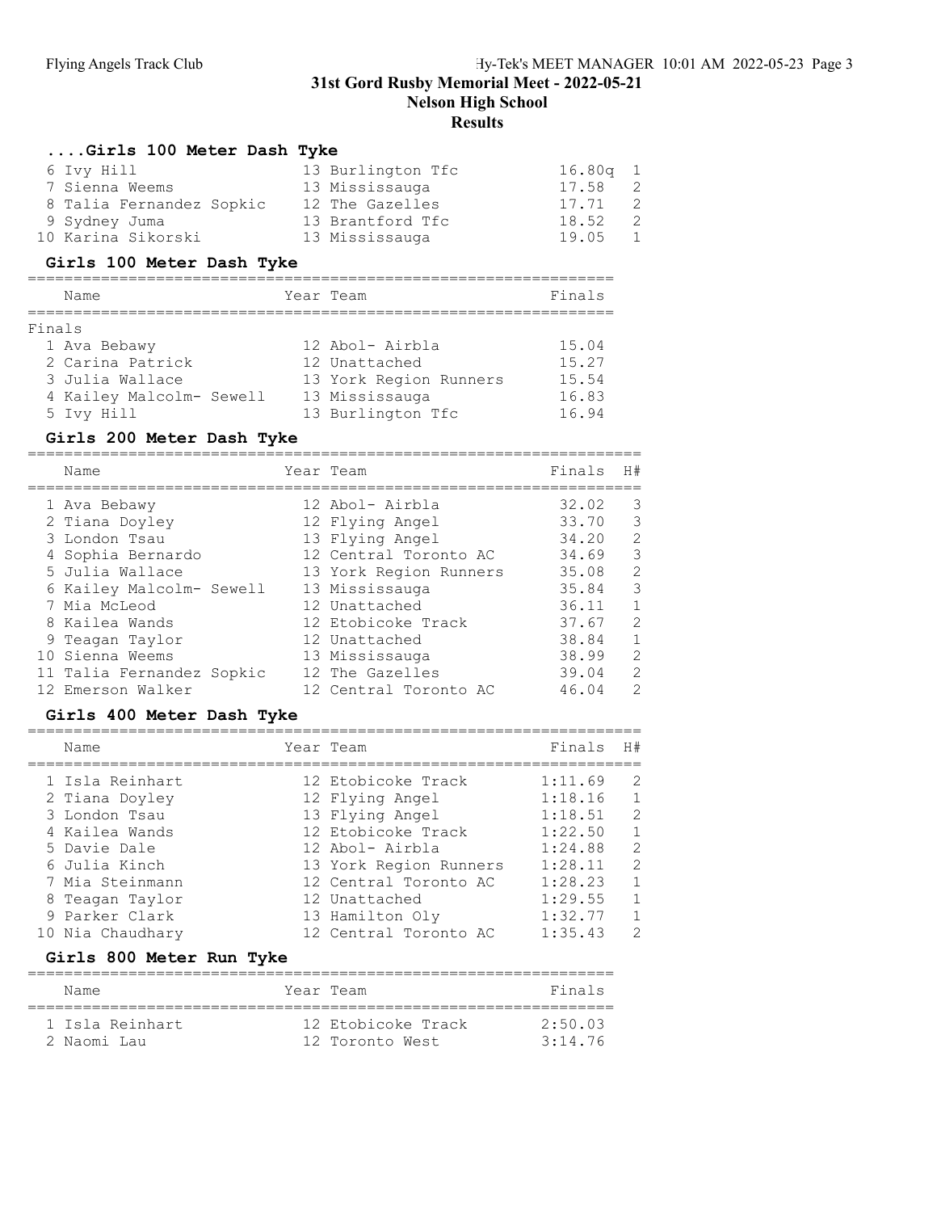## ....Girls 100 Meter Dash Tyke

| Place | Name | Year | Team | Prelims | H# |
|---|---|---|---|---|---|
| 6 | Ivy Hill | 13 | Burlington Tfc | 16.80q | 1 |
| 7 | Sienna Weems | 13 | Mississauga | 17.58 | 2 |
| 8 | Talia Fernandez Sopkic | 12 | The Gazelles | 17.71 | 2 |
| 9 | Sydney Juma | 13 | Brantford Tfc | 18.52 | 2 |
| 10 | Karina Sikorski | 13 | Mississauga | 19.05 | 1 |

## Girls 100 Meter Dash Tyke

Finals

| Place | Name | Year | Team | Finals |
|---|---|---|---|---|
| 1 | Ava Bebawy | 12 | Abol- Airbla | 15.04 |
| 2 | Carina Patrick | 12 | Unattached | 15.27 |
| 3 | Julia Wallace | 13 | York Region Runners | 15.54 |
| 4 | Kailey Malcolm- Sewell | 13 | Mississauga | 16.83 |
| 5 | Ivy Hill | 13 | Burlington Tfc | 16.94 |

## Girls 200 Meter Dash Tyke

| Place | Name | Year | Team | Finals | H# |
|---|---|---|---|---|---|
| 1 | Ava Bebawy | 12 | Abol- Airbla | 32.02 | 3 |
| 2 | Tiana Doyley | 12 | Flying Angel | 33.70 | 3 |
| 3 | London Tsau | 13 | Flying Angel | 34.20 | 2 |
| 4 | Sophia Bernardo | 12 | Central Toronto AC | 34.69 | 3 |
| 5 | Julia Wallace | 13 | York Region Runners | 35.08 | 2 |
| 6 | Kailey Malcolm- Sewell | 13 | Mississauga | 35.84 | 3 |
| 7 | Mia McLeod | 12 | Unattached | 36.11 | 1 |
| 8 | Kailea Wands | 12 | Etobicoke Track | 37.67 | 2 |
| 9 | Teagan Taylor | 12 | Unattached | 38.84 | 1 |
| 10 | Sienna Weems | 13 | Mississauga | 38.99 | 2 |
| 11 | Talia Fernandez Sopkic | 12 | The Gazelles | 39.04 | 2 |
| 12 | Emerson Walker | 12 | Central Toronto AC | 46.04 | 2 |

## Girls 400 Meter Dash Tyke

| Place | Name | Year | Team | Finals | H# |
|---|---|---|---|---|---|
| 1 | Isla Reinhart | 12 | Etobicoke Track | 1:11.69 | 2 |
| 2 | Tiana Doyley | 12 | Flying Angel | 1:18.16 | 1 |
| 3 | London Tsau | 13 | Flying Angel | 1:18.51 | 2 |
| 4 | Kailea Wands | 12 | Etobicoke Track | 1:22.50 | 1 |
| 5 | Davie Dale | 12 | Abol- Airbla | 1:24.88 | 2 |
| 6 | Julia Kinch | 13 | York Region Runners | 1:28.11 | 2 |
| 7 | Mia Steinmann | 12 | Central Toronto AC | 1:28.23 | 1 |
| 8 | Teagan Taylor | 12 | Unattached | 1:29.55 | 1 |
| 9 | Parker Clark | 13 | Hamilton Oly | 1:32.77 | 1 |
| 10 | Nia Chaudhary | 12 | Central Toronto AC | 1:35.43 | 2 |

## Girls 800 Meter Run Tyke

| Place | Name | Year | Team | Finals |
|---|---|---|---|---|
| 1 | Isla Reinhart | 12 | Etobicoke Track | 2:50.03 |
| 2 | Naomi Lau | 12 | Toronto West | 3:14.76 |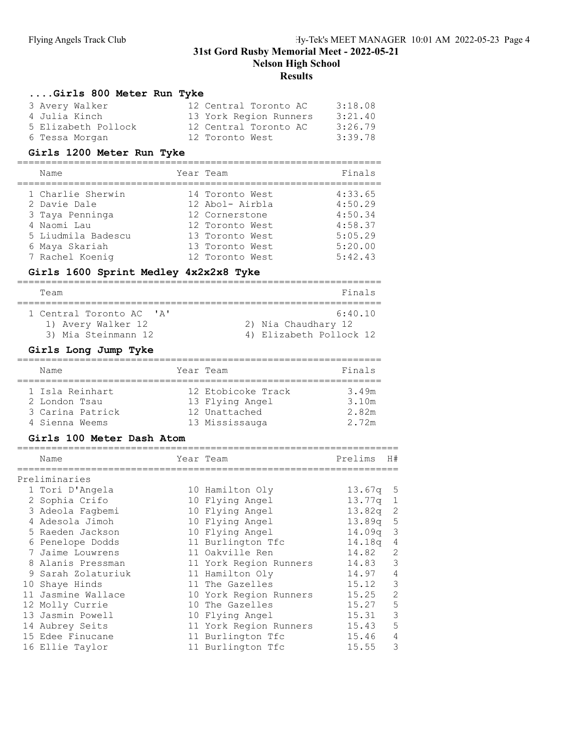# 31st Gord Rusby Memorial Meet - 2022-05-21

## Nelson High School

## Results

### ....Girls 800 Meter Run Tyke

| Name | Year | Team | Finals |
|---|---|---|---|
| 3 Avery Walker | 12 | Central Toronto AC | 3:18.08 |
| 4 Julia Kinch | 13 | York Region Runners | 3:21.40 |
| 5 Elizabeth Pollock | 12 | Central Toronto AC | 3:26.79 |
| 6 Tessa Morgan | 12 | Toronto West | 3:39.78 |

### Girls 1200 Meter Run Tyke

| Name | Year | Team | Finals |
|---|---|---|---|
| 1 Charlie Sherwin | 14 | Toronto West | 4:33.65 |
| 2 Davie Dale | 12 | Abol- Airbla | 4:50.29 |
| 3 Taya Penninga | 12 | Cornerstone | 4:50.34 |
| 4 Naomi Lau | 12 | Toronto West | 4:58.37 |
| 5 Liudmila Badescu | 13 | Toronto West | 5:05.29 |
| 6 Maya Skariah | 13 | Toronto West | 5:20.00 |
| 7 Rachel Koenig | 12 | Toronto West | 5:42.43 |

### Girls 1600 Sprint Medley 4x2x2x8 Tyke

| Team | Finals |
|---|---|
| 1 Central Toronto AC 'A' | 6:40.10 |
| 1) Avery Walker 12, 2) Nia Chaudhary 12, 3) Mia Steinmann 12, 4) Elizabeth Pollock 12 | |

### Girls Long Jump Tyke

| Name | Year | Team | Finals |
|---|---|---|---|
| 1 Isla Reinhart | 12 | Etobicoke Track | 3.49m |
| 2 London Tsau | 13 | Flying Angel | 3.10m |
| 3 Carina Patrick | 12 | Unattached | 2.82m |
| 4 Sienna Weems | 13 | Mississauga | 2.72m |

### Girls 100 Meter Dash Atom

Preliminaries

| Name | Year | Team | Prelims | H# |
|---|---|---|---|---|
| 1 Tori D'Angela | 10 | Hamilton Oly | 13.67q | 5 |
| 2 Sophia Crifo | 10 | Flying Angel | 13.77q | 1 |
| 3 Adeola Fagbemi | 10 | Flying Angel | 13.82q | 2 |
| 4 Adesola Jimoh | 10 | Flying Angel | 13.89q | 5 |
| 5 Raeden Jackson | 10 | Flying Angel | 14.09q | 3 |
| 6 Penelope Dodds | 11 | Burlington Tfc | 14.18q | 4 |
| 7 Jaime Louwrens | 11 | Oakville Ren | 14.82 | 2 |
| 8 Alanis Pressman | 11 | York Region Runners | 14.83 | 3 |
| 9 Sarah Zolaturiuk | 11 | Hamilton Oly | 14.97 | 4 |
| 10 Shaye Hinds | 11 | The Gazelles | 15.12 | 3 |
| 11 Jasmine Wallace | 10 | York Region Runners | 15.25 | 2 |
| 12 Molly Currie | 10 | The Gazelles | 15.27 | 5 |
| 13 Jasmin Powell | 10 | Flying Angel | 15.31 | 3 |
| 14 Aubrey Seits | 11 | York Region Runners | 15.43 | 5 |
| 15 Edee Finucane | 11 | Burlington Tfc | 15.46 | 4 |
| 16 Ellie Taylor | 11 | Burlington Tfc | 15.55 | 3 |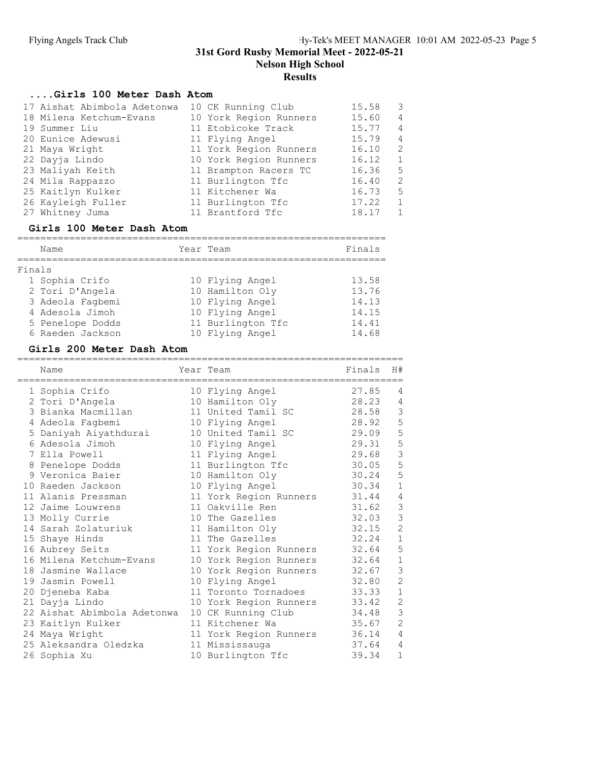# 31st Gord Rusby Memorial Meet - 2022-05-21

## Nelson High School

## Results

### ....Girls 100 Meter Dash Atom

| | Name | Year | Team | Finals | H# |
|---|---|---|---|---|---|
| 17 | Aishat Abimbola Adetonwa | 10 | CK Running Club | 15.58 | 3 |
| 18 | Milena Ketchum-Evans | 10 | York Region Runners | 15.60 | 4 |
| 19 | Summer Liu | 11 | Etobicoke Track | 15.77 | 4 |
| 20 | Eunice Adewusi | 11 | Flying Angel | 15.79 | 4 |
| 21 | Maya Wright | 11 | York Region Runners | 16.10 | 2 |
| 22 | Dayja Lindo | 10 | York Region Runners | 16.12 | 1 |
| 23 | Maliyah Keith | 11 | Brampton Racers TC | 16.36 | 5 |
| 24 | Mila Rappazzo | 11 | Burlington Tfc | 16.40 | 2 |
| 25 | Kaitlyn Kulker | 11 | Kitchener Wa | 16.73 | 5 |
| 26 | Kayleigh Fuller | 11 | Burlington Tfc | 17.22 | 1 |
| 27 | Whitney Juma | 11 | Brantford Tfc | 18.17 | 1 |

### Girls 100 Meter Dash Atom

Finals

| | Name | Year | Team | Finals |
|---|---|---|---|---|
| 1 | Sophia Crifo | 10 | Flying Angel | 13.58 |
| 2 | Tori D'Angela | 10 | Hamilton Oly | 13.76 |
| 3 | Adeola Fagbemi | 10 | Flying Angel | 14.13 |
| 4 | Adesola Jimoh | 10 | Flying Angel | 14.15 |
| 5 | Penelope Dodds | 11 | Burlington Tfc | 14.41 |
| 6 | Raeden Jackson | 10 | Flying Angel | 14.68 |

### Girls 200 Meter Dash Atom

| | Name | Year | Team | Finals | H# |
|---|---|---|---|---|---|
| 1 | Sophia Crifo | 10 | Flying Angel | 27.85 | 4 |
| 2 | Tori D'Angela | 10 | Hamilton Oly | 28.23 | 4 |
| 3 | Bianka Macmillan | 11 | United Tamil SC | 28.58 | 3 |
| 4 | Adeola Fagbemi | 10 | Flying Angel | 28.92 | 5 |
| 5 | Daniyah Aiyathdurai | 10 | United Tamil SC | 29.09 | 5 |
| 6 | Adesola Jimoh | 10 | Flying Angel | 29.31 | 5 |
| 7 | Ella Powell | 11 | Flying Angel | 29.68 | 3 |
| 8 | Penelope Dodds | 11 | Burlington Tfc | 30.05 | 5 |
| 9 | Veronica Baier | 10 | Hamilton Oly | 30.24 | 5 |
| 10 | Raeden Jackson | 10 | Flying Angel | 30.34 | 1 |
| 11 | Alanis Pressman | 11 | York Region Runners | 31.44 | 4 |
| 12 | Jaime Louwrens | 11 | Oakville Ren | 31.62 | 3 |
| 13 | Molly Currie | 10 | The Gazelles | 32.03 | 3 |
| 14 | Sarah Zolaturiuk | 11 | Hamilton Oly | 32.15 | 2 |
| 15 | Shaye Hinds | 11 | The Gazelles | 32.24 | 1 |
| 16 | Aubrey Seits | 11 | York Region Runners | 32.64 | 5 |
| 16 | Milena Ketchum-Evans | 10 | York Region Runners | 32.64 | 1 |
| 18 | Jasmine Wallace | 10 | York Region Runners | 32.67 | 3 |
| 19 | Jasmin Powell | 10 | Flying Angel | 32.80 | 2 |
| 20 | Djeneba Kaba | 11 | Toronto Tornadoes | 33.33 | 1 |
| 21 | Dayja Lindo | 10 | York Region Runners | 33.42 | 2 |
| 22 | Aishat Abimbola Adetonwa | 10 | CK Running Club | 34.48 | 3 |
| 23 | Kaitlyn Kulker | 11 | Kitchener Wa | 35.67 | 2 |
| 24 | Maya Wright | 11 | York Region Runners | 36.14 | 4 |
| 25 | Aleksandra Oledzka | 11 | Mississauga | 37.64 | 4 |
| 26 | Sophia Xu | 10 | Burlington Tfc | 39.34 | 1 |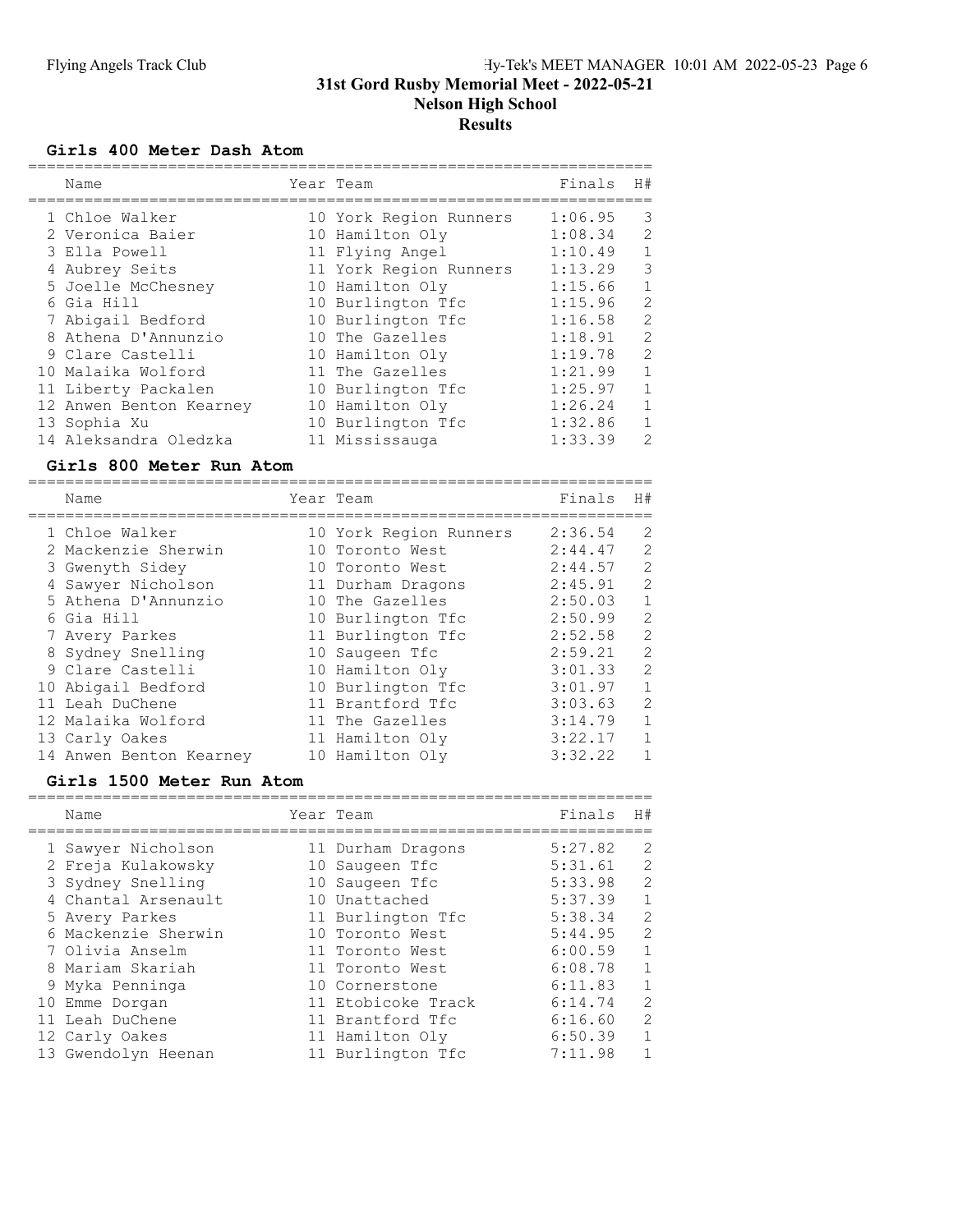# 31st Gord Rusby Memorial Meet - 2022-05-21

## Nelson High School

## Results

### Girls 400 Meter Dash Atom

| | Name | Year | Team | Finals | H# |
|---|---|---|---|---|---|
| 1 | Chloe Walker | 10 | York Region Runners | 1:06.95 | 3 |
| 2 | Veronica Baier | 10 | Hamilton Oly | 1:08.34 | 2 |
| 3 | Ella Powell | 11 | Flying Angel | 1:10.49 | 1 |
| 4 | Aubrey Seits | 11 | York Region Runners | 1:13.29 | 3 |
| 5 | Joelle McChesney | 10 | Hamilton Oly | 1:15.66 | 1 |
| 6 | Gia Hill | 10 | Burlington Tfc | 1:15.96 | 2 |
| 7 | Abigail Bedford | 10 | Burlington Tfc | 1:16.58 | 2 |
| 8 | Athena D'Annunzio | 10 | The Gazelles | 1:18.91 | 2 |
| 9 | Clare Castelli | 10 | Hamilton Oly | 1:19.78 | 2 |
| 10 | Malaika Wolford | 11 | The Gazelles | 1:21.99 | 1 |
| 11 | Liberty Packalen | 10 | Burlington Tfc | 1:25.97 | 1 |
| 12 | Anwen Benton Kearney | 10 | Hamilton Oly | 1:26.24 | 1 |
| 13 | Sophia Xu | 10 | Burlington Tfc | 1:32.86 | 1 |
| 14 | Aleksandra Oledzka | 11 | Mississauga | 1:33.39 | 2 |

### Girls 800 Meter Run Atom

| | Name | Year | Team | Finals | H# |
|---|---|---|---|---|---|
| 1 | Chloe Walker | 10 | York Region Runners | 2:36.54 | 2 |
| 2 | Mackenzie Sherwin | 10 | Toronto West | 2:44.47 | 2 |
| 3 | Gwenyth Sidey | 10 | Toronto West | 2:44.57 | 2 |
| 4 | Sawyer Nicholson | 11 | Durham Dragons | 2:45.91 | 2 |
| 5 | Athena D'Annunzio | 10 | The Gazelles | 2:50.03 | 1 |
| 6 | Gia Hill | 10 | Burlington Tfc | 2:50.99 | 2 |
| 7 | Avery Parkes | 11 | Burlington Tfc | 2:52.58 | 2 |
| 8 | Sydney Snelling | 10 | Saugeen Tfc | 2:59.21 | 2 |
| 9 | Clare Castelli | 10 | Hamilton Oly | 3:01.33 | 2 |
| 10 | Abigail Bedford | 10 | Burlington Tfc | 3:01.97 | 1 |
| 11 | Leah DuChene | 11 | Brantford Tfc | 3:03.63 | 2 |
| 12 | Malaika Wolford | 11 | The Gazelles | 3:14.79 | 1 |
| 13 | Carly Oakes | 11 | Hamilton Oly | 3:22.17 | 1 |
| 14 | Anwen Benton Kearney | 10 | Hamilton Oly | 3:32.22 | 1 |

### Girls 1500 Meter Run Atom

| | Name | Year | Team | Finals | H# |
|---|---|---|---|---|---|
| 1 | Sawyer Nicholson | 11 | Durham Dragons | 5:27.82 | 2 |
| 2 | Freja Kulakowsky | 10 | Saugeen Tfc | 5:31.61 | 2 |
| 3 | Sydney Snelling | 10 | Saugeen Tfc | 5:33.98 | 2 |
| 4 | Chantal Arsenault | 10 | Unattached | 5:37.39 | 1 |
| 5 | Avery Parkes | 11 | Burlington Tfc | 5:38.34 | 2 |
| 6 | Mackenzie Sherwin | 10 | Toronto West | 5:44.95 | 2 |
| 7 | Olivia Anselm | 11 | Toronto West | 6:00.59 | 1 |
| 8 | Mariam Skariah | 11 | Toronto West | 6:08.78 | 1 |
| 9 | Myka Penninga | 10 | Cornerstone | 6:11.83 | 1 |
| 10 | Emme Dorgan | 11 | Etobicoke Track | 6:14.74 | 2 |
| 11 | Leah DuChene | 11 | Brantford Tfc | 6:16.60 | 2 |
| 12 | Carly Oakes | 11 | Hamilton Oly | 6:50.39 | 1 |
| 13 | Gwendolyn Heenan | 11 | Burlington Tfc | 7:11.98 | 1 |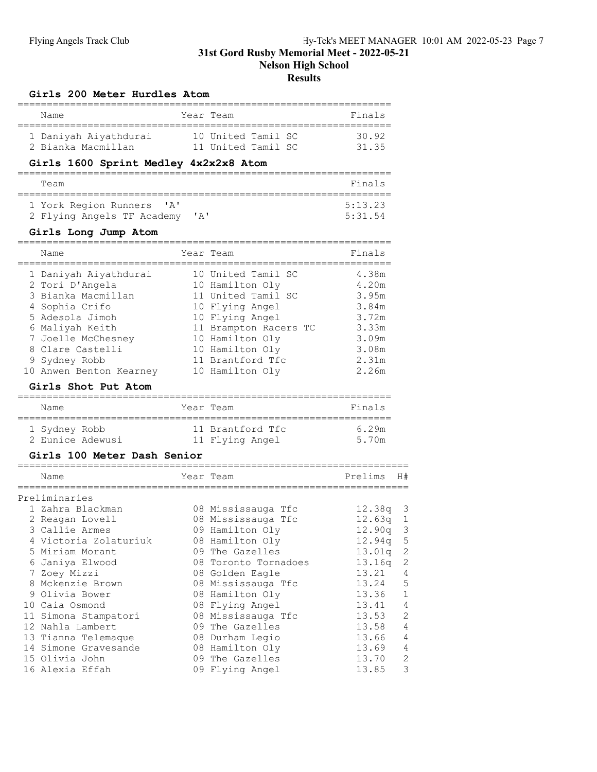# 31st Gord Rusby Memorial Meet - 2022-05-21

## Nelson High School

## Results

### Girls 200 Meter Hurdles Atom

| | Name | Year | Team | Finals |
|---|---|---|---|---|
| 1 | Daniyah Aiyathdurai | 10 | United Tamil SC | 30.92 |
| 2 | Bianka Macmillan | 11 | United Tamil SC | 31.35 |

### Girls 1600 Sprint Medley 4x2x2x8 Atom

| | Team | Finals |
|---|---|---|
| 1 | York Region Runners 'A' | 5:13.23 |
| 2 | Flying Angels TF Academy 'A' | 5:31.54 |

### Girls Long Jump Atom

| | Name | Year | Team | Finals |
|---|---|---|---|---|
| 1 | Daniyah Aiyathdurai | 10 | United Tamil SC | 4.38m |
| 2 | Tori D'Angela | 10 | Hamilton Oly | 4.20m |
| 3 | Bianka Macmillan | 11 | United Tamil SC | 3.95m |
| 4 | Sophia Crifo | 10 | Flying Angel | 3.84m |
| 5 | Adesola Jimoh | 10 | Flying Angel | 3.72m |
| 6 | Maliyah Keith | 11 | Brampton Racers TC | 3.33m |
| 7 | Joelle McChesney | 10 | Hamilton Oly | 3.09m |
| 8 | Clare Castelli | 10 | Hamilton Oly | 3.08m |
| 9 | Sydney Robb | 11 | Brantford Tfc | 2.31m |
| 10 | Anwen Benton Kearney | 10 | Hamilton Oly | 2.26m |

### Girls Shot Put Atom

| | Name | Year | Team | Finals |
|---|---|---|---|---|
| 1 | Sydney Robb | 11 | Brantford Tfc | 6.29m |
| 2 | Eunice Adewusi | 11 | Flying Angel | 5.70m |

### Girls 100 Meter Dash Senior

Preliminaries

| | Name | Year | Team | Prelims | H# |
|---|---|---|---|---|---|
| 1 | Zahra Blackman | 08 | Mississauga Tfc | 12.38q | 3 |
| 2 | Reagan Lovell | 08 | Mississauga Tfc | 12.63q | 1 |
| 3 | Callie Armes | 09 | Hamilton Oly | 12.90q | 3 |
| 4 | Victoria Zolaturiuk | 08 | Hamilton Oly | 12.94q | 5 |
| 5 | Miriam Morant | 09 | The Gazelles | 13.01q | 2 |
| 6 | Janiya Elwood | 08 | Toronto Tornadoes | 13.16q | 2 |
| 7 | Zoey Mizzi | 08 | Golden Eagle | 13.21 | 4 |
| 8 | Mckenzie Brown | 08 | Mississauga Tfc | 13.24 | 5 |
| 9 | Olivia Bower | 08 | Hamilton Oly | 13.36 | 1 |
| 10 | Caia Osmond | 08 | Flying Angel | 13.41 | 4 |
| 11 | Simona Stampatori | 08 | Mississauga Tfc | 13.53 | 2 |
| 12 | Nahla Lambert | 09 | The Gazelles | 13.58 | 4 |
| 13 | Tianna Telemaque | 08 | Durham Legio | 13.66 | 4 |
| 14 | Simone Gravesande | 08 | Hamilton Oly | 13.69 | 4 |
| 15 | Olivia John | 09 | The Gazelles | 13.70 | 2 |
| 16 | Alexia Effah | 09 | Flying Angel | 13.85 | 3 |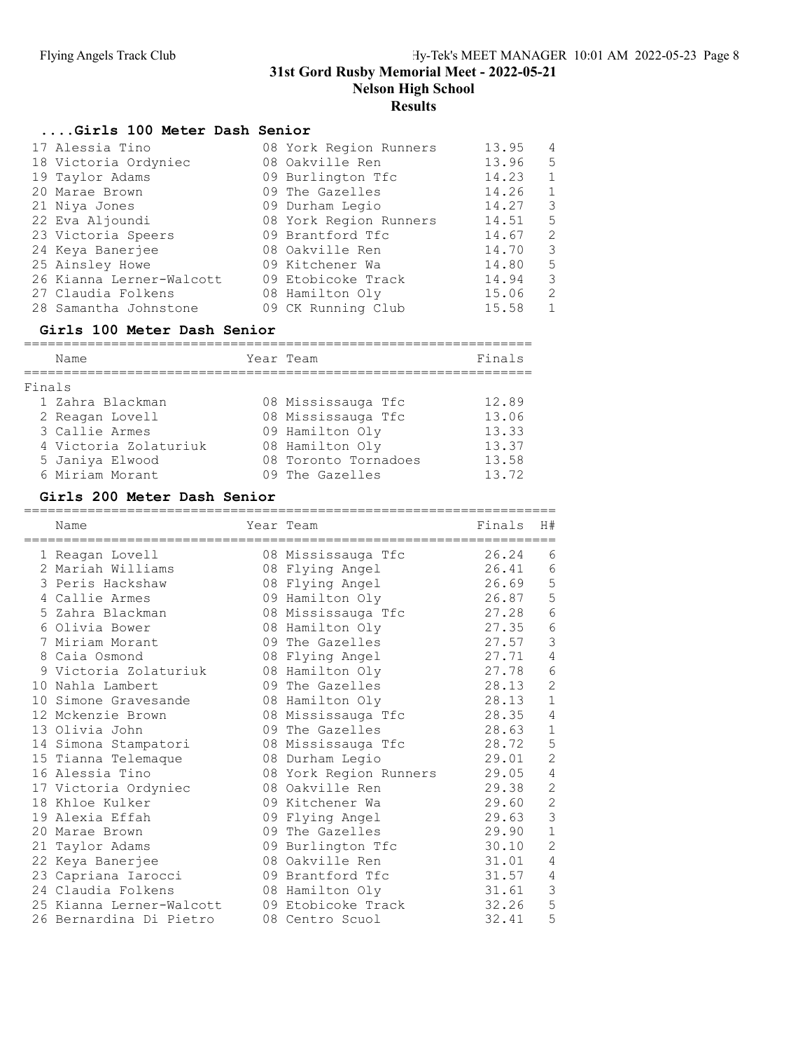# 31st Gord Rusby Memorial Meet - 2022-05-21

## Nelson High School

### Results

#### ....Girls 100 Meter Dash Senior

| Place | Name | Year | Team | Finals | H# |
|---|---|---|---|---|---|
| 17 | Alessia Tino | 08 | York Region Runners | 13.95 | 4 |
| 18 | Victoria Ordyniec | 08 | Oakville Ren | 13.96 | 5 |
| 19 | Taylor Adams | 09 | Burlington Tfc | 14.23 | 1 |
| 20 | Marae Brown | 09 | The Gazelles | 14.26 | 1 |
| 21 | Niya Jones | 09 | Durham Legio | 14.27 | 3 |
| 22 | Eva Aljoundi | 08 | York Region Runners | 14.51 | 5 |
| 23 | Victoria Speers | 09 | Brantford Tfc | 14.67 | 2 |
| 24 | Keya Banerjee | 08 | Oakville Ren | 14.70 | 3 |
| 25 | Ainsley Howe | 09 | Kitchener Wa | 14.80 | 5 |
| 26 | Kianna Lerner-Walcott | 09 | Etobicoke Track | 14.94 | 3 |
| 27 | Claudia Folkens | 08 | Hamilton Oly | 15.06 | 2 |
| 28 | Samantha Johnstone | 09 | CK Running Club | 15.58 | 1 |

#### Girls 100 Meter Dash Senior

Finals

| Place | Name | Year | Team | Finals |
|---|---|---|---|---|
| 1 | Zahra Blackman | 08 | Mississauga Tfc | 12.89 |
| 2 | Reagan Lovell | 08 | Mississauga Tfc | 13.06 |
| 3 | Callie Armes | 09 | Hamilton Oly | 13.33 |
| 4 | Victoria Zolaturiuk | 08 | Hamilton Oly | 13.37 |
| 5 | Janiya Elwood | 08 | Toronto Tornadoes | 13.58 |
| 6 | Miriam Morant | 09 | The Gazelles | 13.72 |

#### Girls 200 Meter Dash Senior

| Place | Name | Year | Team | Finals | H# |
|---|---|---|---|---|---|
| 1 | Reagan Lovell | 08 | Mississauga Tfc | 26.24 | 6 |
| 2 | Mariah Williams | 08 | Flying Angel | 26.41 | 6 |
| 3 | Peris Hackshaw | 08 | Flying Angel | 26.69 | 5 |
| 4 | Callie Armes | 09 | Hamilton Oly | 26.87 | 5 |
| 5 | Zahra Blackman | 08 | Mississauga Tfc | 27.28 | 6 |
| 6 | Olivia Bower | 08 | Hamilton Oly | 27.35 | 6 |
| 7 | Miriam Morant | 09 | The Gazelles | 27.57 | 3 |
| 8 | Caia Osmond | 08 | Flying Angel | 27.71 | 4 |
| 9 | Victoria Zolaturiuk | 08 | Hamilton Oly | 27.78 | 6 |
| 10 | Nahla Lambert | 09 | The Gazelles | 28.13 | 2 |
| 10 | Simone Gravesande | 08 | Hamilton Oly | 28.13 | 1 |
| 12 | Mckenzie Brown | 08 | Mississauga Tfc | 28.35 | 4 |
| 13 | Olivia John | 09 | The Gazelles | 28.63 | 1 |
| 14 | Simona Stampatori | 08 | Mississauga Tfc | 28.72 | 5 |
| 15 | Tianna Telemaque | 08 | Durham Legio | 29.01 | 2 |
| 16 | Alessia Tino | 08 | York Region Runners | 29.05 | 4 |
| 17 | Victoria Ordyniec | 08 | Oakville Ren | 29.38 | 2 |
| 18 | Khloe Kulker | 09 | Kitchener Wa | 29.60 | 2 |
| 19 | Alexia Effah | 09 | Flying Angel | 29.63 | 3 |
| 20 | Marae Brown | 09 | The Gazelles | 29.90 | 1 |
| 21 | Taylor Adams | 09 | Burlington Tfc | 30.10 | 2 |
| 22 | Keya Banerjee | 08 | Oakville Ren | 31.01 | 4 |
| 23 | Capriana Iarocci | 09 | Brantford Tfc | 31.57 | 4 |
| 24 | Claudia Folkens | 08 | Hamilton Oly | 31.61 | 3 |
| 25 | Kianna Lerner-Walcott | 09 | Etobicoke Track | 32.26 | 5 |
| 26 | Bernardina Di Pietro | 08 | Centro Scuol | 32.41 | 5 |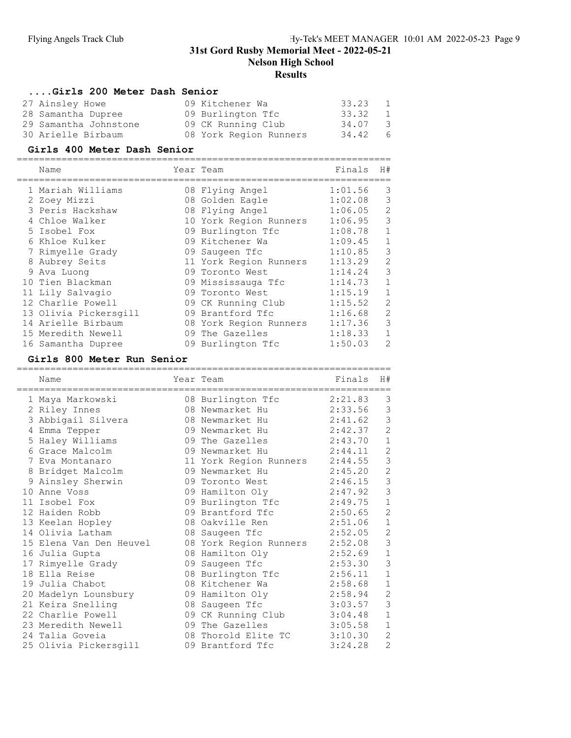# 31st Gord Rusby Memorial Meet - 2022-05-21

## Nelson High School

## Results

### ....Girls 200 Meter Dash Senior

| Place | Name | Year | Team | Finals | H# |
|---|---|---|---|---|---|
| 27 | Ainsley Howe | 09 | Kitchener Wa | 33.23 | 1 |
| 28 | Samantha Dupree | 09 | Burlington Tfc | 33.32 | 1 |
| 29 | Samantha Johnstone | 09 | CK Running Club | 34.07 | 3 |
| 30 | Arielle Birbaum | 08 | York Region Runners | 34.42 | 6 |

### Girls 400 Meter Dash Senior

| Place | Name | Year | Team | Finals | H# |
|---|---|---|---|---|---|
| 1 | Mariah Williams | 08 | Flying Angel | 1:01.56 | 3 |
| 2 | Zoey Mizzi | 08 | Golden Eagle | 1:02.08 | 3 |
| 3 | Peris Hackshaw | 08 | Flying Angel | 1:06.05 | 2 |
| 4 | Chloe Walker | 10 | York Region Runners | 1:06.95 | 3 |
| 5 | Isobel Fox | 09 | Burlington Tfc | 1:08.78 | 1 |
| 6 | Khloe Kulker | 09 | Kitchener Wa | 1:09.45 | 1 |
| 7 | Rimyelle Grady | 09 | Saugeen Tfc | 1:10.85 | 3 |
| 8 | Aubrey Seits | 11 | York Region Runners | 1:13.29 | 2 |
| 9 | Ava Luong | 09 | Toronto West | 1:14.24 | 3 |
| 10 | Tien Blackman | 09 | Mississauga Tfc | 1:14.73 | 1 |
| 11 | Lily Salvagio | 09 | Toronto West | 1:15.19 | 1 |
| 12 | Charlie Powell | 09 | CK Running Club | 1:15.52 | 2 |
| 13 | Olivia Pickersgill | 09 | Brantford Tfc | 1:16.68 | 2 |
| 14 | Arielle Birbaum | 08 | York Region Runners | 1:17.36 | 3 |
| 15 | Meredith Newell | 09 | The Gazelles | 1:18.33 | 1 |
| 16 | Samantha Dupree | 09 | Burlington Tfc | 1:50.03 | 2 |

### Girls 800 Meter Run Senior

| Place | Name | Year | Team | Finals | H# |
|---|---|---|---|---|---|
| 1 | Maya Markowski | 08 | Burlington Tfc | 2:21.83 | 3 |
| 2 | Riley Innes | 08 | Newmarket Hu | 2:33.56 | 3 |
| 3 | Abbigail Silvera | 08 | Newmarket Hu | 2:41.62 | 3 |
| 4 | Emma Tepper | 09 | Newmarket Hu | 2:42.37 | 2 |
| 5 | Haley Williams | 09 | The Gazelles | 2:43.70 | 1 |
| 6 | Grace Malcolm | 09 | Newmarket Hu | 2:44.11 | 2 |
| 7 | Eva Montanaro | 11 | York Region Runners | 2:44.55 | 3 |
| 8 | Bridget Malcolm | 09 | Newmarket Hu | 2:45.20 | 2 |
| 9 | Ainsley Sherwin | 09 | Toronto West | 2:46.15 | 3 |
| 10 | Anne Voss | 09 | Hamilton Oly | 2:47.92 | 3 |
| 11 | Isobel Fox | 09 | Burlington Tfc | 2:49.75 | 1 |
| 12 | Haiden Robb | 09 | Brantford Tfc | 2:50.65 | 2 |
| 13 | Keelan Hopley | 08 | Oakville Ren | 2:51.06 | 1 |
| 14 | Olivia Latham | 08 | Saugeen Tfc | 2:52.05 | 2 |
| 15 | Elena Van Den Heuvel | 08 | York Region Runners | 2:52.08 | 3 |
| 16 | Julia Gupta | 08 | Hamilton Oly | 2:52.69 | 1 |
| 17 | Rimyelle Grady | 09 | Saugeen Tfc | 2:53.30 | 3 |
| 18 | Ella Reise | 08 | Burlington Tfc | 2:56.11 | 1 |
| 19 | Julia Chabot | 08 | Kitchener Wa | 2:58.68 | 1 |
| 20 | Madelyn Lounsbury | 09 | Hamilton Oly | 2:58.94 | 2 |
| 21 | Keira Snelling | 08 | Saugeen Tfc | 3:03.57 | 3 |
| 22 | Charlie Powell | 09 | CK Running Club | 3:04.48 | 1 |
| 23 | Meredith Newell | 09 | The Gazelles | 3:05.58 | 1 |
| 24 | Talia Goveia | 08 | Thorold Elite TC | 3:10.30 | 2 |
| 25 | Olivia Pickersgill | 09 | Brantford Tfc | 3:24.28 | 2 |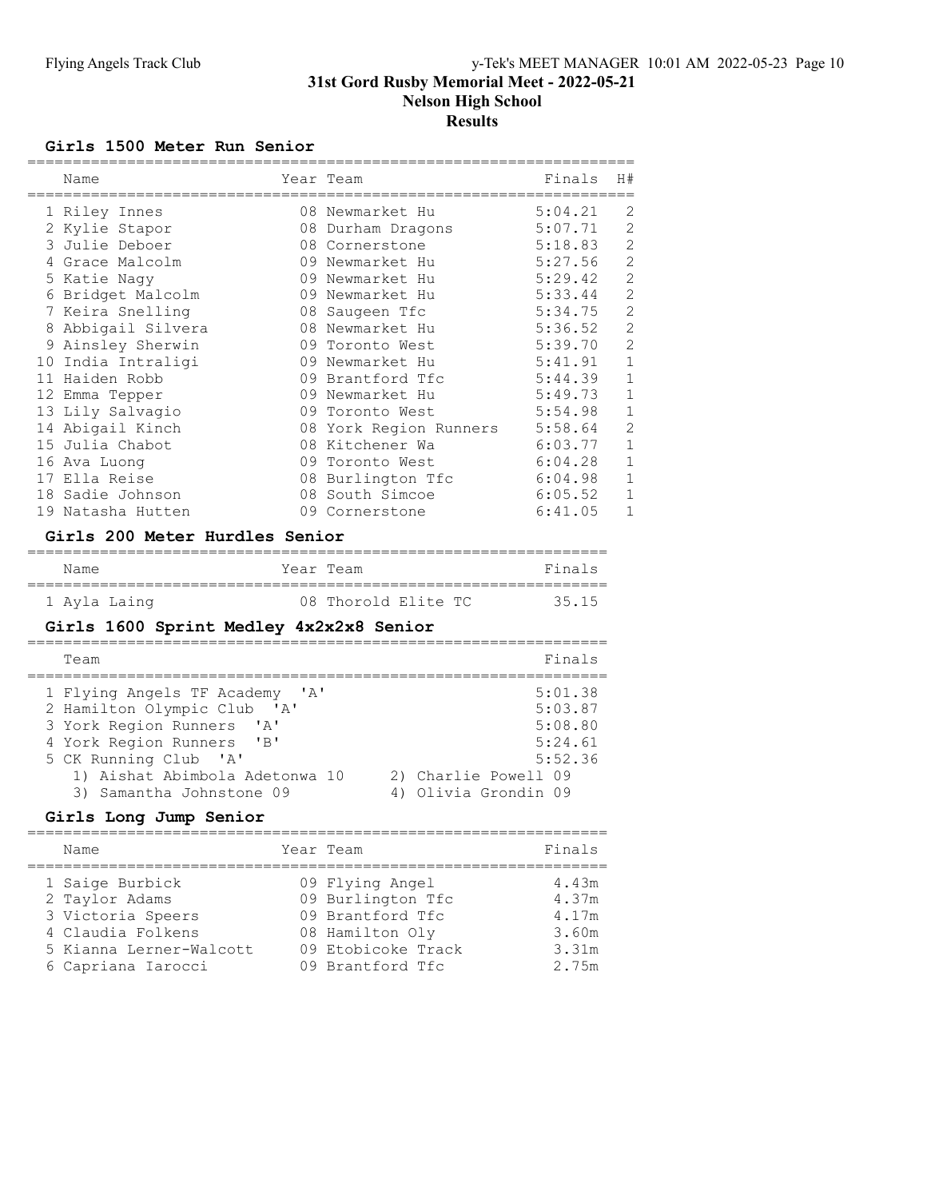# 31st Gord Rusby Memorial Meet - 2022-05-21

## Nelson High School

## Results

### Girls 1500 Meter Run Senior

| | Name | Year | Team | Finals | H# |
|---|---|---|---|---|---|
| 1 | Riley Innes | 08 | Newmarket Hu | 5:04.21 | 2 |
| 2 | Kylie Stapor | 08 | Durham Dragons | 5:07.71 | 2 |
| 3 | Julie Deboer | 08 | Cornerstone | 5:18.83 | 2 |
| 4 | Grace Malcolm | 09 | Newmarket Hu | 5:27.56 | 2 |
| 5 | Katie Nagy | 09 | Newmarket Hu | 5:29.42 | 2 |
| 6 | Bridget Malcolm | 09 | Newmarket Hu | 5:33.44 | 2 |
| 7 | Keira Snelling | 08 | Saugeen Tfc | 5:34.75 | 2 |
| 8 | Abbigail Silvera | 08 | Newmarket Hu | 5:36.52 | 2 |
| 9 | Ainsley Sherwin | 09 | Toronto West | 5:39.70 | 2 |
| 10 | India Intraligi | 09 | Newmarket Hu | 5:41.91 | 1 |
| 11 | Haiden Robb | 09 | Brantford Tfc | 5:44.39 | 1 |
| 12 | Emma Tepper | 09 | Newmarket Hu | 5:49.73 | 1 |
| 13 | Lily Salvagio | 09 | Toronto West | 5:54.98 | 1 |
| 14 | Abigail Kinch | 08 | York Region Runners | 5:58.64 | 2 |
| 15 | Julia Chabot | 08 | Kitchener Wa | 6:03.77 | 1 |
| 16 | Ava Luong | 09 | Toronto West | 6:04.28 | 1 |
| 17 | Ella Reise | 08 | Burlington Tfc | 6:04.98 | 1 |
| 18 | Sadie Johnson | 08 | South Simcoe | 6:05.52 | 1 |
| 19 | Natasha Hutten | 09 | Cornerstone | 6:41.05 | 1 |

### Girls 200 Meter Hurdles Senior

| | Name | Year | Team | Finals |
|---|---|---|---|---|
| 1 | Ayla Laing | 08 | Thorold Elite TC | 35.15 |

### Girls 1600 Sprint Medley 4x2x2x8 Senior

| | Team | Finals |
|---|---|---|
| 1 | Flying Angels TF Academy 'A' | 5:01.38 |
| 2 | Hamilton Olympic Club 'A' | 5:03.87 |
| 3 | York Region Runners 'A' | 5:08.80 |
| 4 | York Region Runners 'B' | 5:24.61 |
| 5 | CK Running Club 'A' | 5:52.36 |

1) Aishat Abimbola Adetonwa 10    2) Charlie Powell 09
3) Samantha Johnstone 09    4) Olivia Grondin 09

### Girls Long Jump Senior

| | Name | Year | Team | Finals |
|---|---|---|---|---|
| 1 | Saige Burbick | 09 | Flying Angel | 4.43m |
| 2 | Taylor Adams | 09 | Burlington Tfc | 4.37m |
| 3 | Victoria Speers | 09 | Brantford Tfc | 4.17m |
| 4 | Claudia Folkens | 08 | Hamilton Oly | 3.60m |
| 5 | Kianna Lerner-Walcott | 09 | Etobicoke Track | 3.31m |
| 6 | Capriana Iarocci | 09 | Brantford Tfc | 2.75m |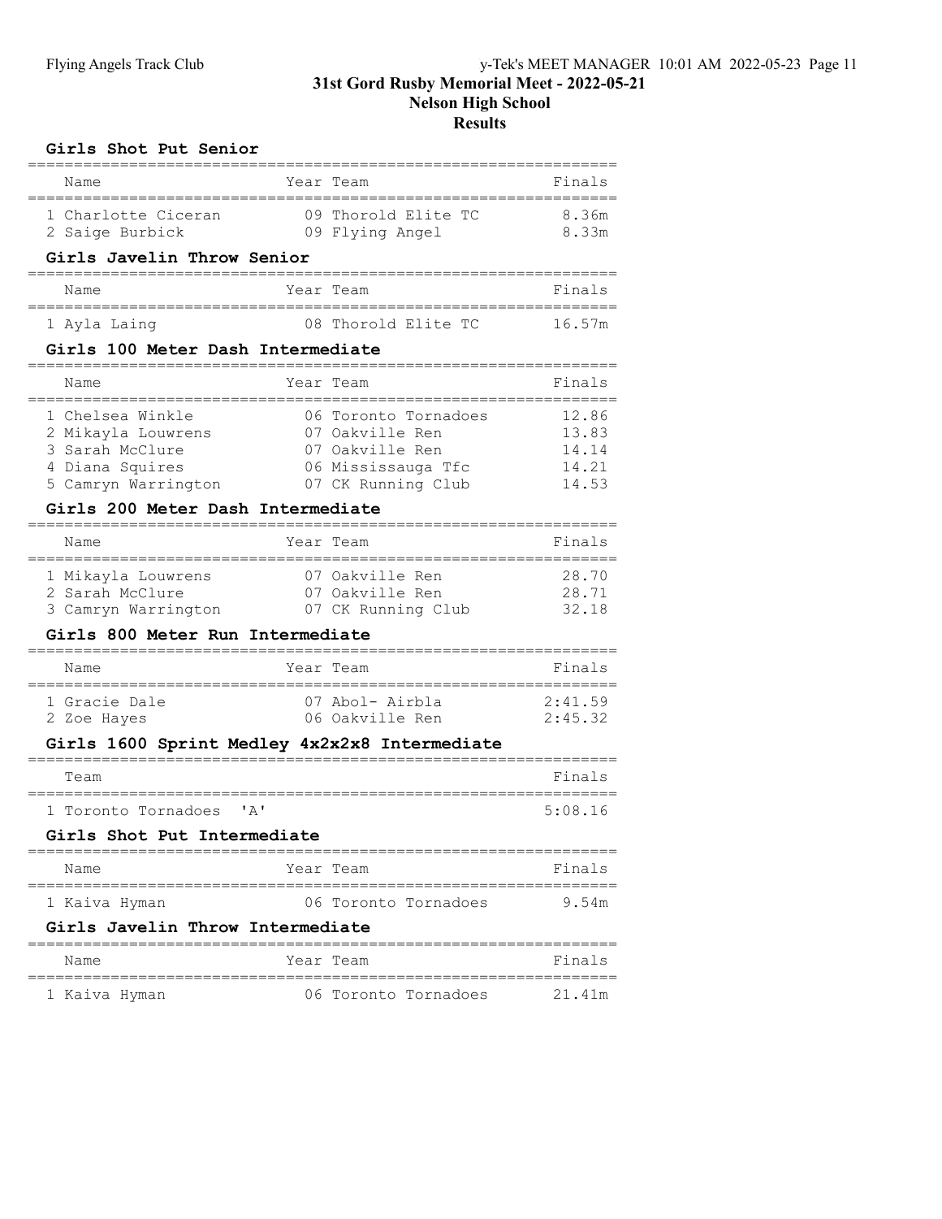# 31st Gord Rusby Memorial Meet - 2022-05-21

## Nelson High School

## Results

### Girls Shot Put Senior

| | Name | Year | Team | Finals |
|---|---|---|---|---|
| 1 | Charlotte Ciceran | 09 | Thorold Elite TC | 8.36m |
| 2 | Saige Burbick | 09 | Flying Angel | 8.33m |

### Girls Javelin Throw Senior

| | Name | Year | Team | Finals |
|---|---|---|---|---|
| 1 | Ayla Laing | 08 | Thorold Elite TC | 16.57m |

### Girls 100 Meter Dash Intermediate

| | Name | Year | Team | Finals |
|---|---|---|---|---|
| 1 | Chelsea Winkle | 06 | Toronto Tornadoes | 12.86 |
| 2 | Mikayla Louwrens | 07 | Oakville Ren | 13.83 |
| 3 | Sarah McClure | 07 | Oakville Ren | 14.14 |
| 4 | Diana Squires | 06 | Mississauga Tfc | 14.21 |
| 5 | Camryn Warrington | 07 | CK Running Club | 14.53 |

### Girls 200 Meter Dash Intermediate

| | Name | Year | Team | Finals |
|---|---|---|---|---|
| 1 | Mikayla Louwrens | 07 | Oakville Ren | 28.70 |
| 2 | Sarah McClure | 07 | Oakville Ren | 28.71 |
| 3 | Camryn Warrington | 07 | CK Running Club | 32.18 |

### Girls 800 Meter Run Intermediate

| | Name | Year | Team | Finals |
|---|---|---|---|---|
| 1 | Gracie Dale | 07 | Abol- Airbla | 2:41.59 |
| 2 | Zoe Hayes | 06 | Oakville Ren | 2:45.32 |

### Girls 1600 Sprint Medley 4x2x2x8 Intermediate

| | Team | Finals |
|---|---|---|
| 1 | Toronto Tornadoes 'A' | 5:08.16 |

### Girls Shot Put Intermediate

| | Name | Year | Team | Finals |
|---|---|---|---|---|
| 1 | Kaiva Hyman | 06 | Toronto Tornadoes | 9.54m |

### Girls Javelin Throw Intermediate

| | Name | Year | Team | Finals |
|---|---|---|---|---|
| 1 | Kaiva Hyman | 06 | Toronto Tornadoes | 21.41m |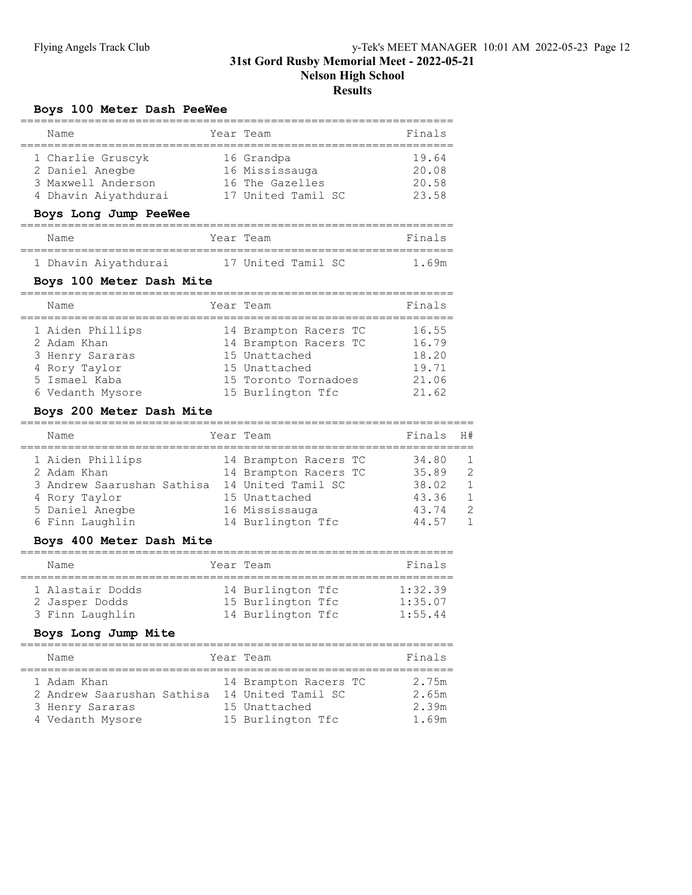# 31st Gord Rusby Memorial Meet - 2022-05-21
## Nelson High School
## Results

### Boys 100 Meter Dash PeeWee

| | Name | Year | Team | Finals |
|---|---|---|---|---|
| 1 | Charlie Gruscyk | 16 | Grandpa | 19.64 |
| 2 | Daniel Anegbe | 16 | Mississauga | 20.08 |
| 3 | Maxwell Anderson | 16 | The Gazelles | 20.58 |
| 4 | Dhavin Aiyathdurai | 17 | United Tamil SC | 23.58 |

### Boys Long Jump PeeWee

| | Name | Year | Team | Finals |
|---|---|---|---|---|
| 1 | Dhavin Aiyathdurai | 17 | United Tamil SC | 1.69m |

### Boys 100 Meter Dash Mite

| | Name | Year | Team | Finals |
|---|---|---|---|---|
| 1 | Aiden Phillips | 14 | Brampton Racers TC | 16.55 |
| 2 | Adam Khan | 14 | Brampton Racers TC | 16.79 |
| 3 | Henry Sararas | 15 | Unattached | 18.20 |
| 4 | Rory Taylor | 15 | Unattached | 19.71 |
| 5 | Ismael Kaba | 15 | Toronto Tornadoes | 21.06 |
| 6 | Vedanth Mysore | 15 | Burlington Tfc | 21.62 |

### Boys 200 Meter Dash Mite

| | Name | Year | Team | Finals | H# |
|---|---|---|---|---|---|
| 1 | Aiden Phillips | 14 | Brampton Racers TC | 34.80 | 1 |
| 2 | Adam Khan | 14 | Brampton Racers TC | 35.89 | 2 |
| 3 | Andrew Saarushan Sathisa | 14 | United Tamil SC | 38.02 | 1 |
| 4 | Rory Taylor | 15 | Unattached | 43.36 | 1 |
| 5 | Daniel Anegbe | 16 | Mississauga | 43.74 | 2 |
| 6 | Finn Laughlin | 14 | Burlington Tfc | 44.57 | 1 |

### Boys 400 Meter Dash Mite

| | Name | Year | Team | Finals |
|---|---|---|---|---|
| 1 | Alastair Dodds | 14 | Burlington Tfc | 1:32.39 |
| 2 | Jasper Dodds | 15 | Burlington Tfc | 1:35.07 |
| 3 | Finn Laughlin | 14 | Burlington Tfc | 1:55.44 |

### Boys Long Jump Mite

| | Name | Year | Team | Finals |
|---|---|---|---|---|
| 1 | Adam Khan | 14 | Brampton Racers TC | 2.75m |
| 2 | Andrew Saarushan Sathisa | 14 | United Tamil SC | 2.65m |
| 3 | Henry Sararas | 15 | Unattached | 2.39m |
| 4 | Vedanth Mysore | 15 | Burlington Tfc | 1.69m |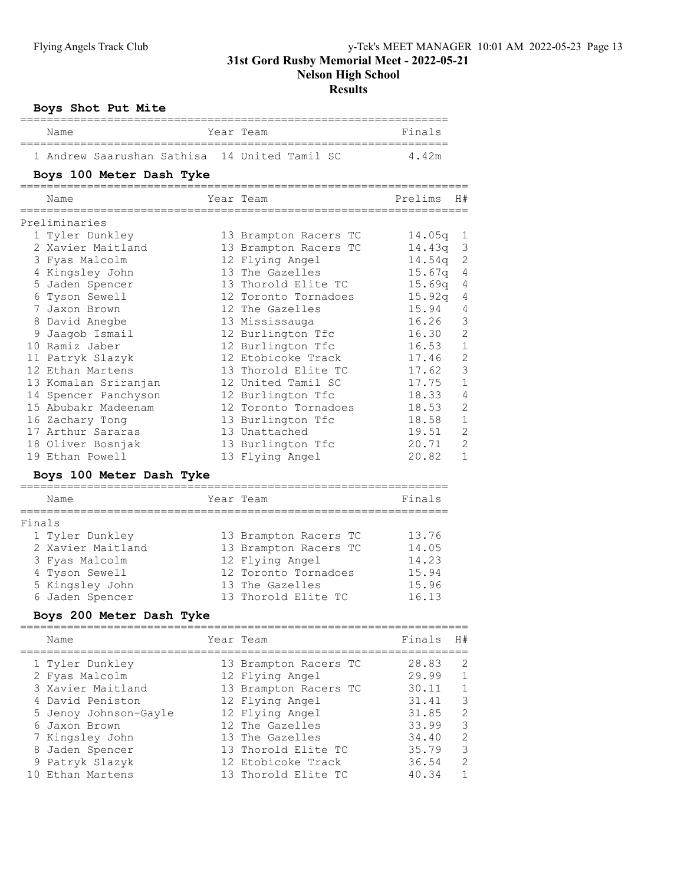# 31st Gord Rusby Memorial Meet - 2022-05-21
## Nelson High School
## Results

### Boys Shot Put Mite

| | Name | Year | Team | Finals |
|---|---|---|---|---|
| 1 | Andrew Saarushan Sathisa | 14 | United Tamil SC | 4.42m |

### Boys 100 Meter Dash Tyke

Preliminaries

| | Name | Year | Team | Prelims | H# |
|---|---|---|---|---|---|
| 1 | Tyler Dunkley | 13 | Brampton Racers TC | 14.05q | 1 |
| 2 | Xavier Maitland | 13 | Brampton Racers TC | 14.43q | 3 |
| 3 | Fyas Malcolm | 12 | Flying Angel | 14.54q | 2 |
| 4 | Kingsley John | 13 | The Gazelles | 15.67q | 4 |
| 5 | Jaden Spencer | 13 | Thorold Elite TC | 15.69q | 4 |
| 6 | Tyson Sewell | 12 | Toronto Tornadoes | 15.92q | 4 |
| 7 | Jaxon Brown | 12 | The Gazelles | 15.94 | 4 |
| 8 | David Anegbe | 13 | Mississauga | 16.26 | 3 |
| 9 | Jaagob Ismail | 12 | Burlington Tfc | 16.30 | 2 |
| 10 | Ramiz Jaber | 12 | Burlington Tfc | 16.53 | 1 |
| 11 | Patryk Slazyk | 12 | Etobicoke Track | 17.46 | 2 |
| 12 | Ethan Martens | 13 | Thorold Elite TC | 17.62 | 3 |
| 13 | Komalan Sriranjan | 12 | United Tamil SC | 17.75 | 1 |
| 14 | Spencer Panchyson | 12 | Burlington Tfc | 18.33 | 4 |
| 15 | Abubakr Madeenam | 12 | Toronto Tornadoes | 18.53 | 2 |
| 16 | Zachary Tong | 13 | Burlington Tfc | 18.58 | 1 |
| 17 | Arthur Sararas | 13 | Unattached | 19.51 | 2 |
| 18 | Oliver Bosnjak | 13 | Burlington Tfc | 20.71 | 2 |
| 19 | Ethan Powell | 13 | Flying Angel | 20.82 | 1 |

### Boys 100 Meter Dash Tyke

Finals

| | Name | Year | Team | Finals |
|---|---|---|---|---|
| 1 | Tyler Dunkley | 13 | Brampton Racers TC | 13.76 |
| 2 | Xavier Maitland | 13 | Brampton Racers TC | 14.05 |
| 3 | Fyas Malcolm | 12 | Flying Angel | 14.23 |
| 4 | Tyson Sewell | 12 | Toronto Tornadoes | 15.94 |
| 5 | Kingsley John | 13 | The Gazelles | 15.96 |
| 6 | Jaden Spencer | 13 | Thorold Elite TC | 16.13 |

### Boys 200 Meter Dash Tyke

| | Name | Year | Team | Finals | H# |
|---|---|---|---|---|---|
| 1 | Tyler Dunkley | 13 | Brampton Racers TC | 28.83 | 2 |
| 2 | Fyas Malcolm | 12 | Flying Angel | 29.99 | 1 |
| 3 | Xavier Maitland | 13 | Brampton Racers TC | 30.11 | 1 |
| 4 | David Peniston | 12 | Flying Angel | 31.41 | 3 |
| 5 | Jenoy Johnson-Gayle | 12 | Flying Angel | 31.85 | 2 |
| 6 | Jaxon Brown | 12 | The Gazelles | 33.99 | 3 |
| 7 | Kingsley John | 13 | The Gazelles | 34.40 | 2 |
| 8 | Jaden Spencer | 13 | Thorold Elite TC | 35.79 | 3 |
| 9 | Patryk Slazyk | 12 | Etobicoke Track | 36.54 | 2 |
| 10 | Ethan Martens | 13 | Thorold Elite TC | 40.34 | 1 |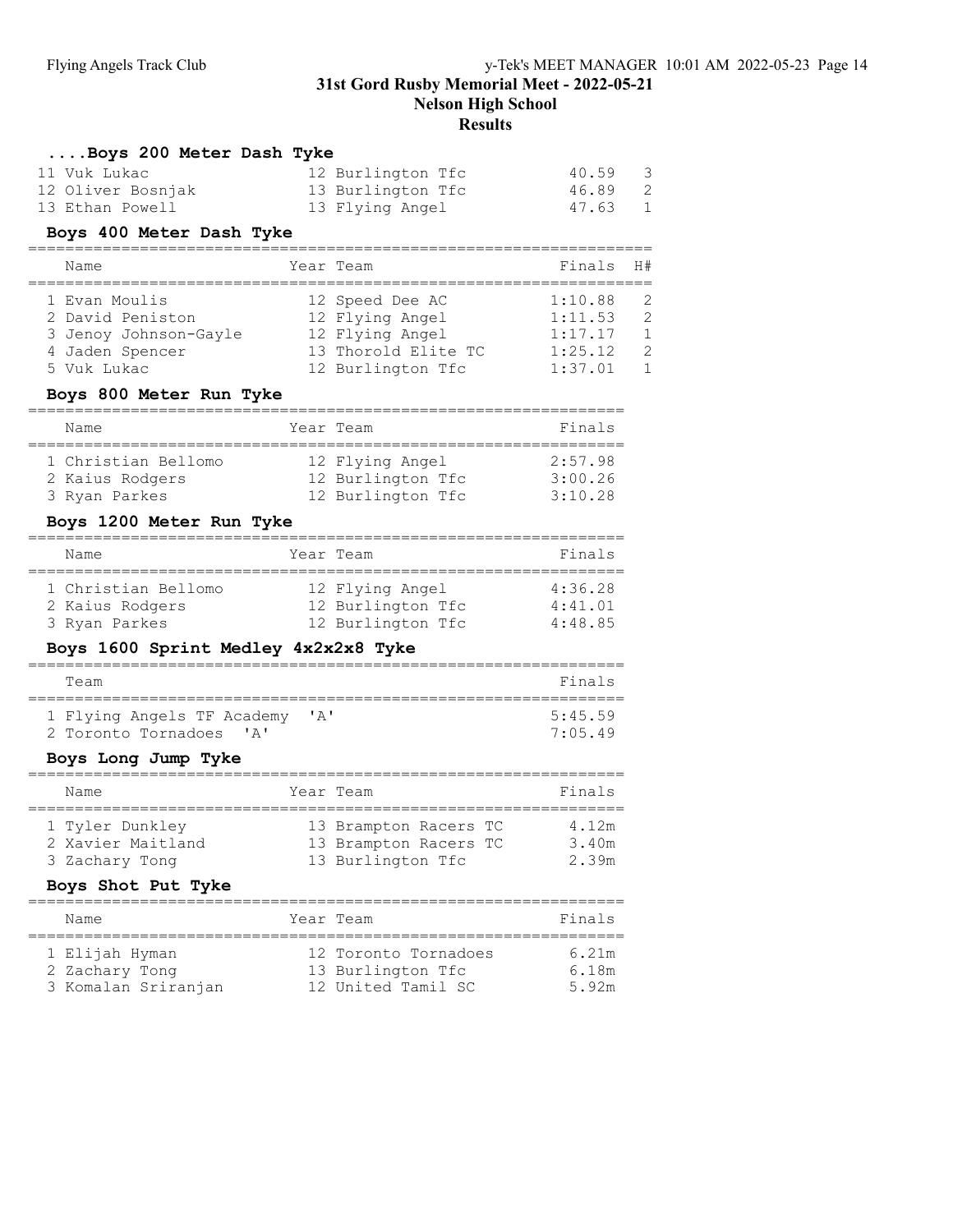# 31st Gord Rusby Memorial Meet - 2022-05-21
## Nelson High School
## Results

### ....Boys 200 Meter Dash Tyke

| | Name | Year | Team | Finals | H# |
|---|---|---|---|---|---|
| 11 | Vuk Lukac | 12 | Burlington Tfc | 40.59 | 3 |
| 12 | Oliver Bosnjak | 13 | Burlington Tfc | 46.89 | 2 |
| 13 | Ethan Powell | 13 | Flying Angel | 47.63 | 1 |

### Boys 400 Meter Dash Tyke

| | Name | Year | Team | Finals | H# |
|---|---|---|---|---|---|
| 1 | Evan Moulis | 12 | Speed Dee AC | 1:10.88 | 2 |
| 2 | David Peniston | 12 | Flying Angel | 1:11.53 | 2 |
| 3 | Jenoy Johnson-Gayle | 12 | Flying Angel | 1:17.17 | 1 |
| 4 | Jaden Spencer | 13 | Thorold Elite TC | 1:25.12 | 2 |
| 5 | Vuk Lukac | 12 | Burlington Tfc | 1:37.01 | 1 |

### Boys 800 Meter Run Tyke

| | Name | Year | Team | Finals |
|---|---|---|---|---|
| 1 | Christian Bellomo | 12 | Flying Angel | 2:57.98 |
| 2 | Kaius Rodgers | 12 | Burlington Tfc | 3:00.26 |
| 3 | Ryan Parkes | 12 | Burlington Tfc | 3:10.28 |

### Boys 1200 Meter Run Tyke

| | Name | Year | Team | Finals |
|---|---|---|---|---|
| 1 | Christian Bellomo | 12 | Flying Angel | 4:36.28 |
| 2 | Kaius Rodgers | 12 | Burlington Tfc | 4:41.01 |
| 3 | Ryan Parkes | 12 | Burlington Tfc | 4:48.85 |

### Boys 1600 Sprint Medley 4x2x2x8 Tyke

| | Team | Finals |
|---|---|---|
| 1 | Flying Angels TF Academy 'A' | 5:45.59 |
| 2 | Toronto Tornadoes 'A' | 7:05.49 |

### Boys Long Jump Tyke

| | Name | Year | Team | Finals |
|---|---|---|---|---|
| 1 | Tyler Dunkley | 13 | Brampton Racers TC | 4.12m |
| 2 | Xavier Maitland | 13 | Brampton Racers TC | 3.40m |
| 3 | Zachary Tong | 13 | Burlington Tfc | 2.39m |

### Boys Shot Put Tyke

| | Name | Year | Team | Finals |
|---|---|---|---|---|
| 1 | Elijah Hyman | 12 | Toronto Tornadoes | 6.21m |
| 2 | Zachary Tong | 13 | Burlington Tfc | 6.18m |
| 3 | Komalan Sriranjan | 12 | United Tamil SC | 5.92m |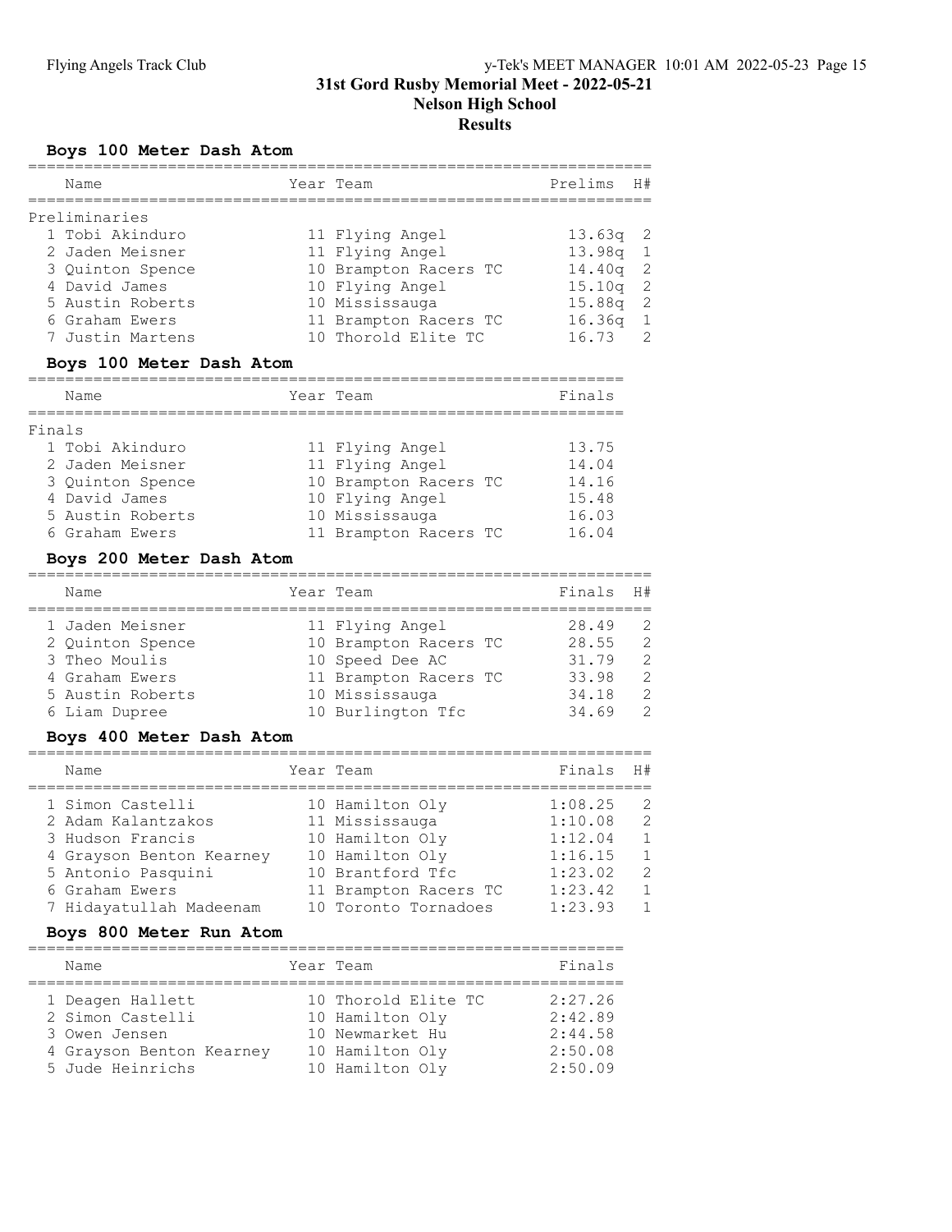# 31st Gord Rusby Memorial Meet - 2022-05-21

## Nelson High School

## Results

### Boys 100 Meter Dash Atom

**Preliminaries**

| | Name | Year | Team | Prelims | H# |
|---|---|---|---|---|---|
| 1 | Tobi Akinduro | 11 | Flying Angel | 13.63q | 2 |
| 2 | Jaden Meisner | 11 | Flying Angel | 13.98q | 1 |
| 3 | Quinton Spence | 10 | Brampton Racers TC | 14.40q | 2 |
| 4 | David James | 10 | Flying Angel | 15.10q | 2 |
| 5 | Austin Roberts | 10 | Mississauga | 15.88q | 2 |
| 6 | Graham Ewers | 11 | Brampton Racers TC | 16.36q | 1 |
| 7 | Justin Martens | 10 | Thorold Elite TC | 16.73 | 2 |

### Boys 100 Meter Dash Atom

**Finals**

| | Name | Year | Team | Finals |
|---|---|---|---|---|
| 1 | Tobi Akinduro | 11 | Flying Angel | 13.75 |
| 2 | Jaden Meisner | 11 | Flying Angel | 14.04 |
| 3 | Quinton Spence | 10 | Brampton Racers TC | 14.16 |
| 4 | David James | 10 | Flying Angel | 15.48 |
| 5 | Austin Roberts | 10 | Mississauga | 16.03 |
| 6 | Graham Ewers | 11 | Brampton Racers TC | 16.04 |

### Boys 200 Meter Dash Atom

| | Name | Year | Team | Finals | H# |
|---|---|---|---|---|---|
| 1 | Jaden Meisner | 11 | Flying Angel | 28.49 | 2 |
| 2 | Quinton Spence | 10 | Brampton Racers TC | 28.55 | 2 |
| 3 | Theo Moulis | 10 | Speed Dee AC | 31.79 | 2 |
| 4 | Graham Ewers | 11 | Brampton Racers TC | 33.98 | 2 |
| 5 | Austin Roberts | 10 | Mississauga | 34.18 | 2 |
| 6 | Liam Dupree | 10 | Burlington Tfc | 34.69 | 2 |

### Boys 400 Meter Dash Atom

| | Name | Year | Team | Finals | H# |
|---|---|---|---|---|---|
| 1 | Simon Castelli | 10 | Hamilton Oly | 1:08.25 | 2 |
| 2 | Adam Kalantzakos | 11 | Mississauga | 1:10.08 | 2 |
| 3 | Hudson Francis | 10 | Hamilton Oly | 1:12.04 | 1 |
| 4 | Grayson Benton Kearney | 10 | Hamilton Oly | 1:16.15 | 1 |
| 5 | Antonio Pasquini | 10 | Brantford Tfc | 1:23.02 | 2 |
| 6 | Graham Ewers | 11 | Brampton Racers TC | 1:23.42 | 1 |
| 7 | Hidayatullah Madeenam | 10 | Toronto Tornadoes | 1:23.93 | 1 |

### Boys 800 Meter Run Atom

| | Name | Year | Team | Finals |
|---|---|---|---|---|
| 1 | Deagen Hallett | 10 | Thorold Elite TC | 2:27.26 |
| 2 | Simon Castelli | 10 | Hamilton Oly | 2:42.89 |
| 3 | Owen Jensen | 10 | Newmarket Hu | 2:44.58 |
| 4 | Grayson Benton Kearney | 10 | Hamilton Oly | 2:50.08 |
| 5 | Jude Heinrichs | 10 | Hamilton Oly | 2:50.09 |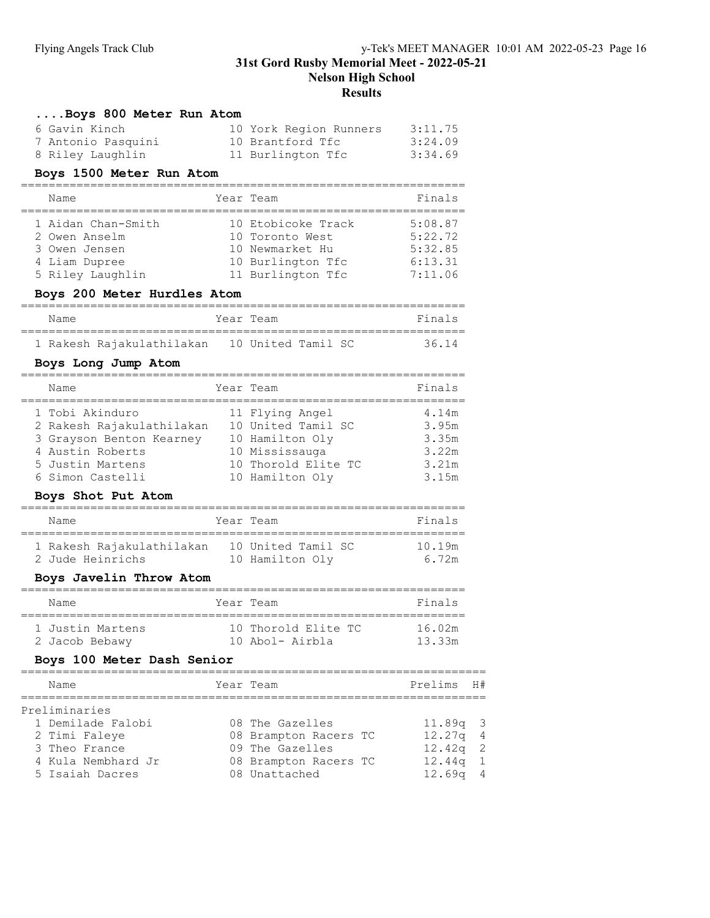### ....Boys 800 Meter Run Atom

| Name | Year | Team | Finals |
|---|---|---|---|
| 6 Gavin Kinch | 10 | York Region Runners | 3:11.75 |
| 7 Antonio Pasquini | 10 | Brantford Tfc | 3:24.09 |
| 8 Riley Laughlin | 11 | Burlington Tfc | 3:34.69 |

### Boys 1500 Meter Run Atom

| Name | Year | Team | Finals |
|---|---|---|---|
| 1 Aidan Chan-Smith | 10 | Etobicoke Track | 5:08.87 |
| 2 Owen Anselm | 10 | Toronto West | 5:22.72 |
| 3 Owen Jensen | 10 | Newmarket Hu | 5:32.85 |
| 4 Liam Dupree | 10 | Burlington Tfc | 6:13.31 |
| 5 Riley Laughlin | 11 | Burlington Tfc | 7:11.06 |

### Boys 200 Meter Hurdles Atom

| Name | Year | Team | Finals |
|---|---|---|---|
| 1 Rakesh Rajakulathilakan | 10 | United Tamil SC | 36.14 |

### Boys Long Jump Atom

| Name | Year | Team | Finals |
|---|---|---|---|
| 1 Tobi Akinduro | 11 | Flying Angel | 4.14m |
| 2 Rakesh Rajakulathilakan | 10 | United Tamil SC | 3.95m |
| 3 Grayson Benton Kearney | 10 | Hamilton Oly | 3.35m |
| 4 Austin Roberts | 10 | Mississauga | 3.22m |
| 5 Justin Martens | 10 | Thorold Elite TC | 3.21m |
| 6 Simon Castelli | 10 | Hamilton Oly | 3.15m |

### Boys Shot Put Atom

| Name | Year | Team | Finals |
|---|---|---|---|
| 1 Rakesh Rajakulathilakan | 10 | United Tamil SC | 10.19m |
| 2 Jude Heinrichs | 10 | Hamilton Oly | 6.72m |

### Boys Javelin Throw Atom

| Name | Year | Team | Finals |
|---|---|---|---|
| 1 Justin Martens | 10 | Thorold Elite TC | 16.02m |
| 2 Jacob Bebawy | 10 | Abol- Airbla | 13.33m |

### Boys 100 Meter Dash Senior

| Name | Year | Team | Prelims | H# |
|---|---|---|---|---|
| Preliminaries | | | | |
| 1 Demilade Falobi | 08 | The Gazelles | 11.89q | 3 |
| 2 Timi Faleye | 08 | Brampton Racers TC | 12.27q | 4 |
| 3 Theo France | 09 | The Gazelles | 12.42q | 2 |
| 4 Kula Nembhard Jr | 08 | Brampton Racers TC | 12.44q | 1 |
| 5 Isaiah Dacres | 08 | Unattached | 12.69q | 4 |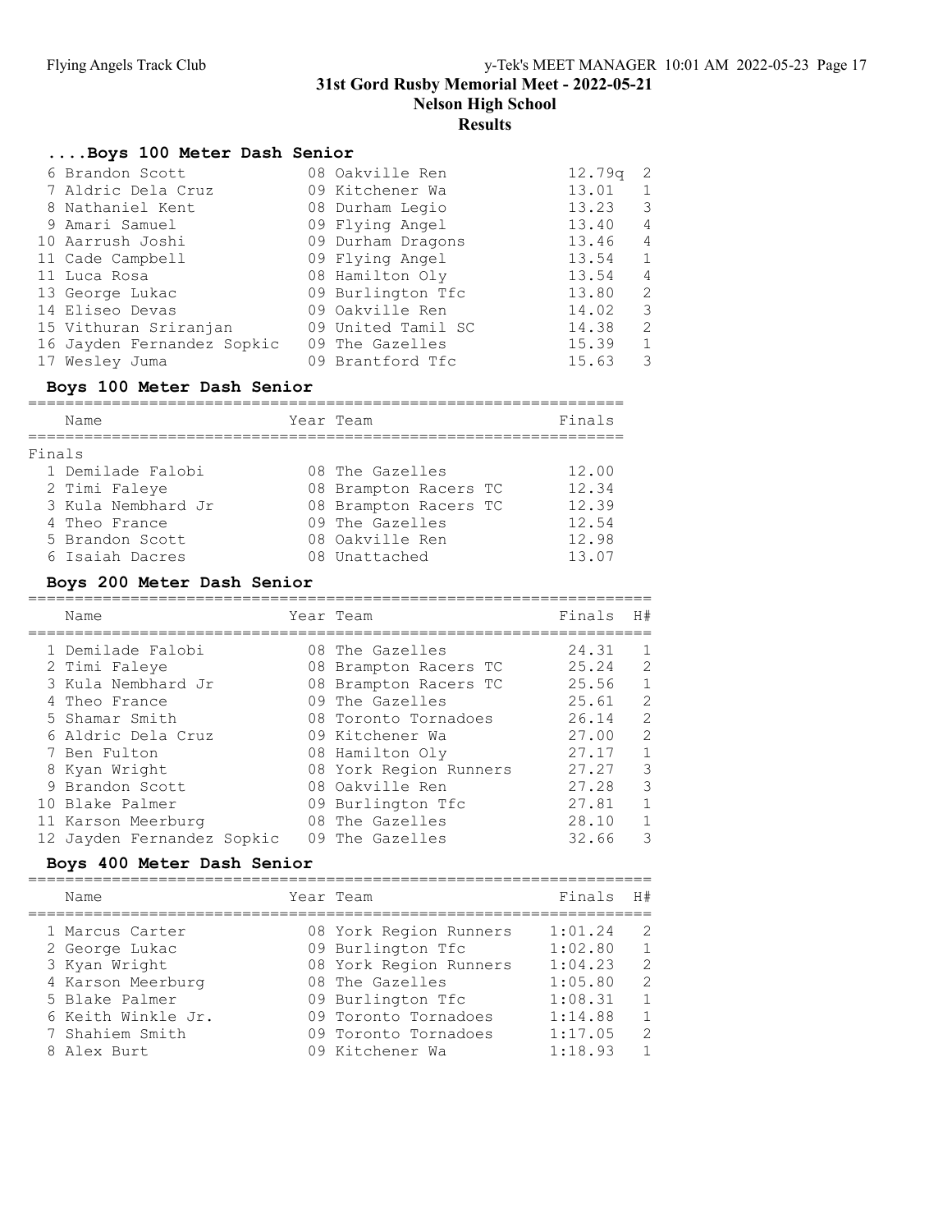# 31st Gord Rusby Memorial Meet - 2022-05-21

## Nelson High School

## Results

### ....Boys 100 Meter Dash Senior

| Place | Name | Year | Team | Prelims | H# |
|---|---|---|---|---|---|
| 6 | Brandon Scott | 08 | Oakville Ren | 12.79q | 2 |
| 7 | Aldric Dela Cruz | 09 | Kitchener Wa | 13.01 | 1 |
| 8 | Nathaniel Kent | 08 | Durham Legio | 13.23 | 3 |
| 9 | Amari Samuel | 09 | Flying Angel | 13.40 | 4 |
| 10 | Aarrush Joshi | 09 | Durham Dragons | 13.46 | 4 |
| 11 | Cade Campbell | 09 | Flying Angel | 13.54 | 1 |
| 11 | Luca Rosa | 08 | Hamilton Oly | 13.54 | 4 |
| 13 | George Lukac | 09 | Burlington Tfc | 13.80 | 2 |
| 14 | Eliseo Devas | 09 | Oakville Ren | 14.02 | 3 |
| 15 | Vithuran Sriranjan | 09 | United Tamil SC | 14.38 | 2 |
| 16 | Jayden Fernandez Sopkic | 09 | The Gazelles | 15.39 | 1 |
| 17 | Wesley Juma | 09 | Brantford Tfc | 15.63 | 3 |

### Boys 100 Meter Dash Senior

Finals

| Place | Name | Year | Team | Finals |
|---|---|---|---|---|
| 1 | Demilade Falobi | 08 | The Gazelles | 12.00 |
| 2 | Timi Faleye | 08 | Brampton Racers TC | 12.34 |
| 3 | Kula Nembhard Jr | 08 | Brampton Racers TC | 12.39 |
| 4 | Theo France | 09 | The Gazelles | 12.54 |
| 5 | Brandon Scott | 08 | Oakville Ren | 12.98 |
| 6 | Isaiah Dacres | 08 | Unattached | 13.07 |

### Boys 200 Meter Dash Senior

| Place | Name | Year | Team | Finals | H# |
|---|---|---|---|---|---|
| 1 | Demilade Falobi | 08 | The Gazelles | 24.31 | 1 |
| 2 | Timi Faleye | 08 | Brampton Racers TC | 25.24 | 2 |
| 3 | Kula Nembhard Jr | 08 | Brampton Racers TC | 25.56 | 1 |
| 4 | Theo France | 09 | The Gazelles | 25.61 | 2 |
| 5 | Shamar Smith | 08 | Toronto Tornadoes | 26.14 | 2 |
| 6 | Aldric Dela Cruz | 09 | Kitchener Wa | 27.00 | 2 |
| 7 | Ben Fulton | 08 | Hamilton Oly | 27.17 | 1 |
| 8 | Kyan Wright | 08 | York Region Runners | 27.27 | 3 |
| 9 | Brandon Scott | 08 | Oakville Ren | 27.28 | 3 |
| 10 | Blake Palmer | 09 | Burlington Tfc | 27.81 | 1 |
| 11 | Karson Meerburg | 08 | The Gazelles | 28.10 | 1 |
| 12 | Jayden Fernandez Sopkic | 09 | The Gazelles | 32.66 | 3 |

### Boys 400 Meter Dash Senior

| Place | Name | Year | Team | Finals | H# |
|---|---|---|---|---|---|
| 1 | Marcus Carter | 08 | York Region Runners | 1:01.24 | 2 |
| 2 | George Lukac | 09 | Burlington Tfc | 1:02.80 | 1 |
| 3 | Kyan Wright | 08 | York Region Runners | 1:04.23 | 2 |
| 4 | Karson Meerburg | 08 | The Gazelles | 1:05.80 | 2 |
| 5 | Blake Palmer | 09 | Burlington Tfc | 1:08.31 | 1 |
| 6 | Keith Winkle Jr. | 09 | Toronto Tornadoes | 1:14.88 | 1 |
| 7 | Shahiem Smith | 09 | Toronto Tornadoes | 1:17.05 | 2 |
| 8 | Alex Burt | 09 | Kitchener Wa | 1:18.93 | 1 |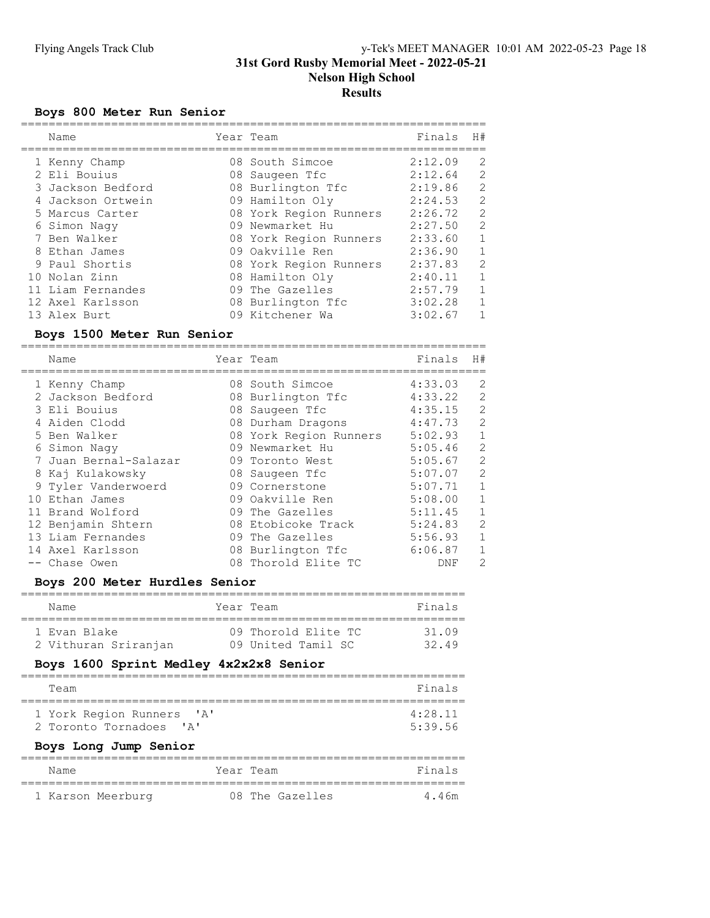# 31st Gord Rusby Memorial Meet - 2022-05-21
## Nelson High School
## Results

### Boys 800 Meter Run Senior

| | Name | Year | Team | Finals | H# |
|---|---|---|---|---|---|
| 1 | Kenny Champ | 08 | South Simcoe | 2:12.09 | 2 |
| 2 | Eli Bouius | 08 | Saugeen Tfc | 2:12.64 | 2 |
| 3 | Jackson Bedford | 08 | Burlington Tfc | 2:19.86 | 2 |
| 4 | Jackson Ortwein | 09 | Hamilton Oly | 2:24.53 | 2 |
| 5 | Marcus Carter | 08 | York Region Runners | 2:26.72 | 2 |
| 6 | Simon Nagy | 09 | Newmarket Hu | 2:27.50 | 2 |
| 7 | Ben Walker | 08 | York Region Runners | 2:33.60 | 1 |
| 8 | Ethan James | 09 | Oakville Ren | 2:36.90 | 1 |
| 9 | Paul Shortis | 08 | York Region Runners | 2:37.83 | 2 |
| 10 | Nolan Zinn | 08 | Hamilton Oly | 2:40.11 | 1 |
| 11 | Liam Fernandes | 09 | The Gazelles | 2:57.79 | 1 |
| 12 | Axel Karlsson | 08 | Burlington Tfc | 3:02.28 | 1 |
| 13 | Alex Burt | 09 | Kitchener Wa | 3:02.67 | 1 |

### Boys 1500 Meter Run Senior

| | Name | Year | Team | Finals | H# |
|---|---|---|---|---|---|
| 1 | Kenny Champ | 08 | South Simcoe | 4:33.03 | 2 |
| 2 | Jackson Bedford | 08 | Burlington Tfc | 4:33.22 | 2 |
| 3 | Eli Bouius | 08 | Saugeen Tfc | 4:35.15 | 2 |
| 4 | Aiden Clodd | 08 | Durham Dragons | 4:47.73 | 2 |
| 5 | Ben Walker | 08 | York Region Runners | 5:02.93 | 1 |
| 6 | Simon Nagy | 09 | Newmarket Hu | 5:05.46 | 2 |
| 7 | Juan Bernal-Salazar | 09 | Toronto West | 5:05.67 | 2 |
| 8 | Kaj Kulakowsky | 08 | Saugeen Tfc | 5:07.07 | 2 |
| 9 | Tyler Vanderwoerd | 09 | Cornerstone | 5:07.71 | 1 |
| 10 | Ethan James | 09 | Oakville Ren | 5:08.00 | 1 |
| 11 | Brand Wolford | 09 | The Gazelles | 5:11.45 | 1 |
| 12 | Benjamin Shtern | 08 | Etobicoke Track | 5:24.83 | 2 |
| 13 | Liam Fernandes | 09 | The Gazelles | 5:56.93 | 1 |
| 14 | Axel Karlsson | 08 | Burlington Tfc | 6:06.87 | 1 |
| -- | Chase Owen | 08 | Thorold Elite TC | DNF | 2 |

### Boys 200 Meter Hurdles Senior

| | Name | Year | Team | Finals |
|---|---|---|---|---|
| 1 | Evan Blake | 09 | Thorold Elite TC | 31.09 |
| 2 | Vithuran Sriranjan | 09 | United Tamil SC | 32.49 |

### Boys 1600 Sprint Medley 4x2x2x8 Senior

| | Team | Finals |
|---|---|---|
| 1 | York Region Runners 'A' | 4:28.11 |
| 2 | Toronto Tornadoes 'A' | 5:39.56 |

### Boys Long Jump Senior

| | Name | Year | Team | Finals |
|---|---|---|---|---|
| 1 | Karson Meerburg | 08 | The Gazelles | 4.46m |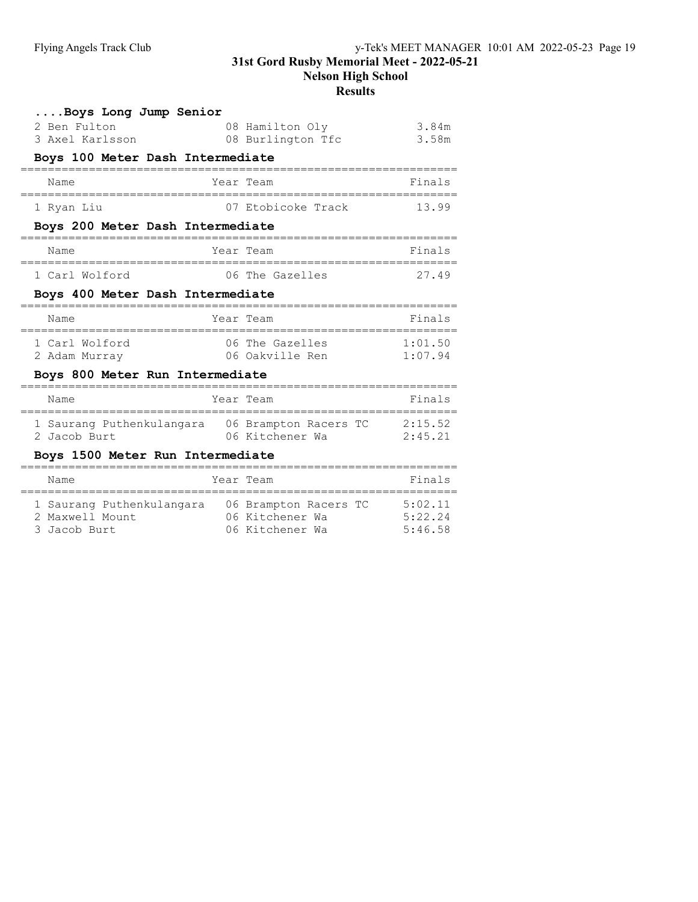# 31st Gord Rusby Memorial Meet - 2022-05-21

## Nelson High School

## Results

### ....Boys Long Jump Senior

| | | | |
|---|---|---|---|
| 2 | Ben Fulton | 08 Hamilton Oly | 3.84m |
| 3 | Axel Karlsson | 08 Burlington Tfc | 3.58m |

### Boys 100 Meter Dash Intermediate

| | Name | Year Team | Finals |
|---|---|---|---|
| 1 | Ryan Liu | 07 Etobicoke Track | 13.99 |

### Boys 200 Meter Dash Intermediate

| | Name | Year Team | Finals |
|---|---|---|---|
| 1 | Carl Wolford | 06 The Gazelles | 27.49 |

### Boys 400 Meter Dash Intermediate

| | Name | Year Team | Finals |
|---|---|---|---|
| 1 | Carl Wolford | 06 The Gazelles | 1:01.50 |
| 2 | Adam Murray | 06 Oakville Ren | 1:07.94 |

### Boys 800 Meter Run Intermediate

| | Name | Year Team | Finals |
|---|---|---|---|
| 1 | Saurang Puthenkulangara | 06 Brampton Racers TC | 2:15.52 |
| 2 | Jacob Burt | 06 Kitchener Wa | 2:45.21 |

### Boys 1500 Meter Run Intermediate

| | Name | Year Team | Finals |
|---|---|---|---|
| 1 | Saurang Puthenkulangara | 06 Brampton Racers TC | 5:02.11 |
| 2 | Maxwell Mount | 06 Kitchener Wa | 5:22.24 |
| 3 | Jacob Burt | 06 Kitchener Wa | 5:46.58 |